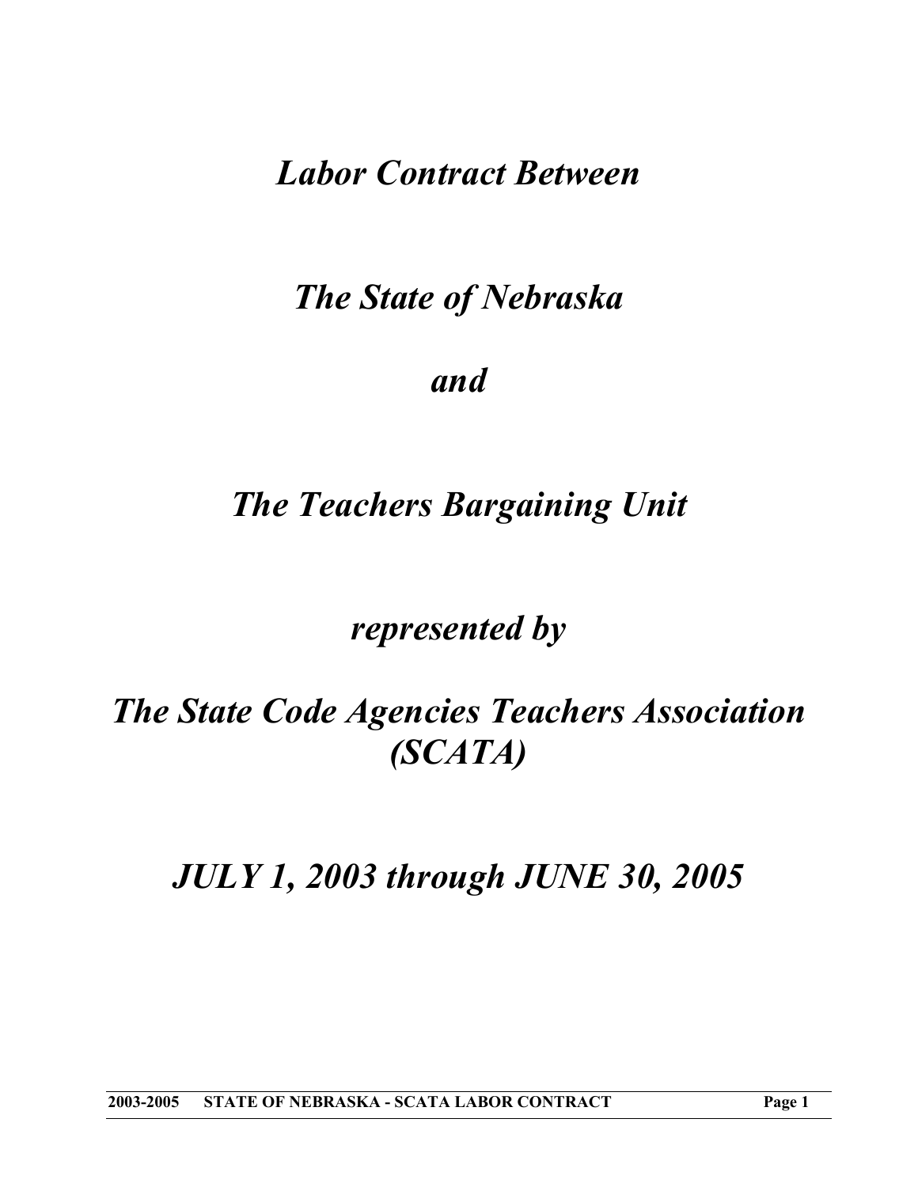# *Labor Contract Between*

# *The State of Nebraska*

# *and*

# *The Teachers Bargaining Unit*

# *represented by*

# *The State Code Agencies Teachers Association (SCATA)*

# *JULY 1, 2003 through JUNE 30, 2005*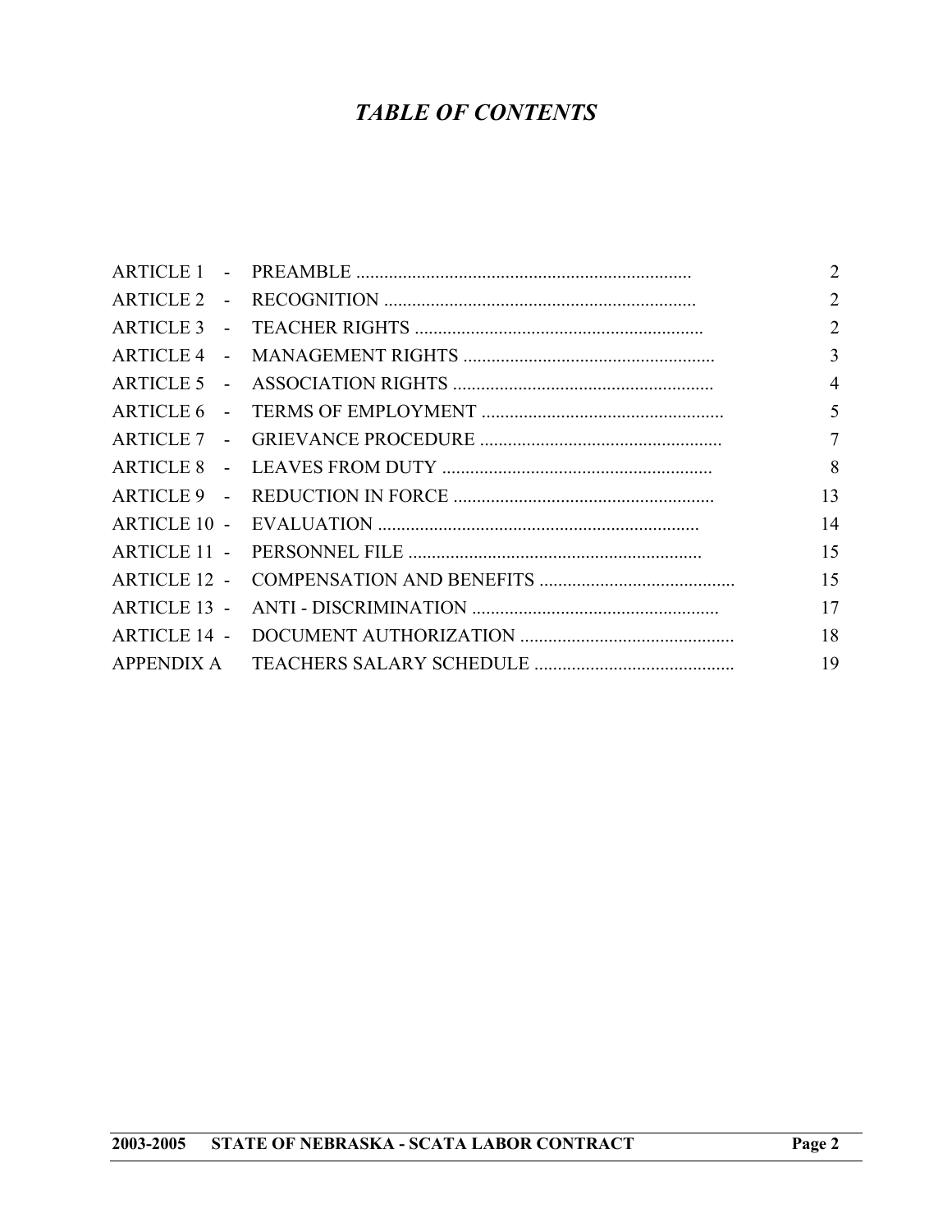# *TABLE OF CONTENTS*

| | | |
|---|---|---|
| ARTICLE 1 - | PREAMBLE | 2 |
| ARTICLE 2 - | RECOGNITION | 2 |
| ARTICLE 3 - | TEACHER RIGHTS | 2 |
| ARTICLE 4 - | MANAGEMENT RIGHTS | 3 |
| ARTICLE 5 - | ASSOCIATION RIGHTS | 4 |
| ARTICLE 6 - | TERMS OF EMPLOYMENT | 5 |
| ARTICLE 7 - | GRIEVANCE PROCEDURE | 7 |
| ARTICLE 8 - | LEAVES FROM DUTY | 8 |
| ARTICLE 9 - | REDUCTION IN FORCE | 13 |
| ARTICLE 10 - | EVALUATION | 14 |
| ARTICLE 11 - | PERSONNEL FILE | 15 |
| ARTICLE 12 - | COMPENSATION AND BENEFITS | 15 |
| ARTICLE 13 - | ANTI - DISCRIMINATION | 17 |
| ARTICLE 14 - | DOCUMENT AUTHORIZATION | 18 |
| APPENDIX A | TEACHERS SALARY SCHEDULE | 19 |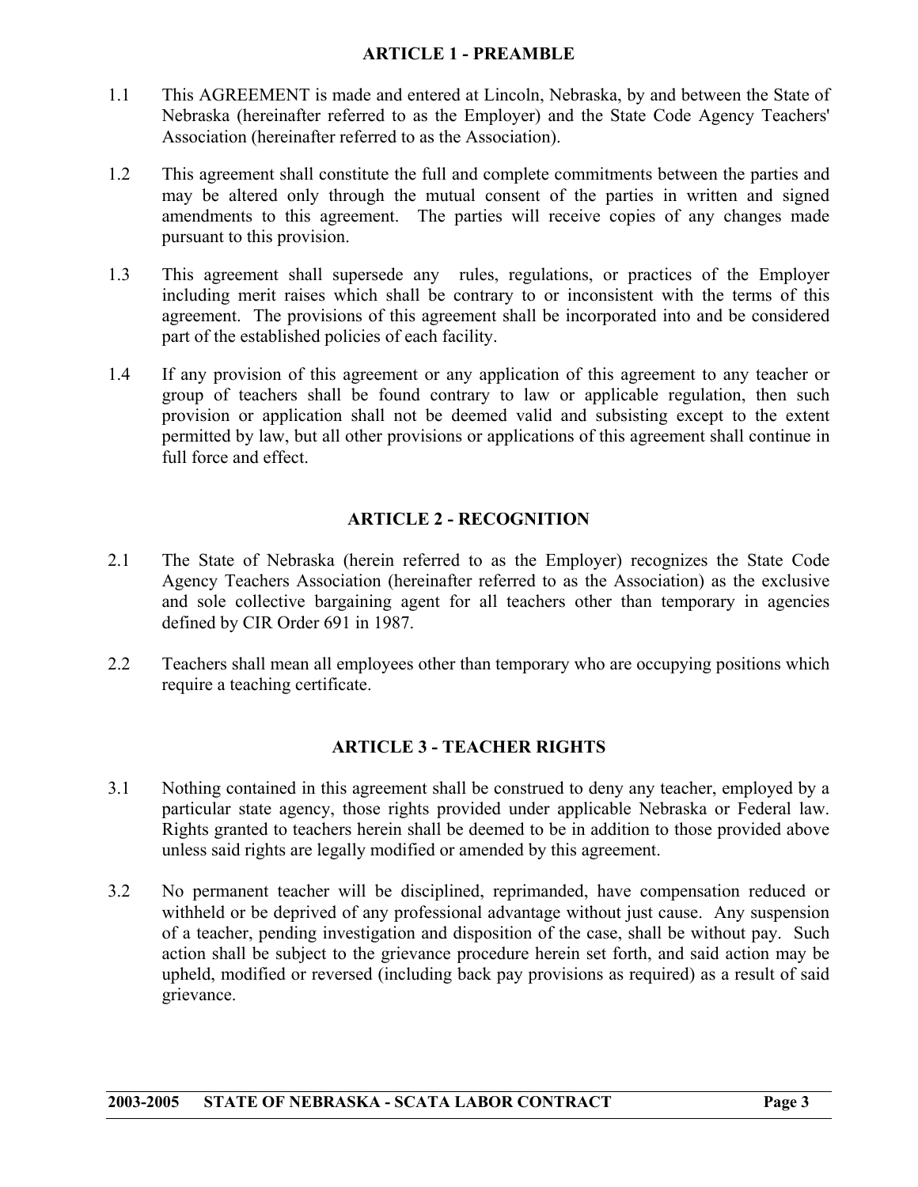## ARTICLE 1 - PREAMBLE

1.1 This AGREEMENT is made and entered at Lincoln, Nebraska, by and between the State of Nebraska (hereinafter referred to as the Employer) and the State Code Agency Teachers' Association (hereinafter referred to as the Association).

1.2 This agreement shall constitute the full and complete commitments between the parties and may be altered only through the mutual consent of the parties in written and signed amendments to this agreement. The parties will receive copies of any changes made pursuant to this provision.

1.3 This agreement shall supersede any rules, regulations, or practices of the Employer including merit raises which shall be contrary to or inconsistent with the terms of this agreement. The provisions of this agreement shall be incorporated into and be considered part of the established policies of each facility.

1.4 If any provision of this agreement or any application of this agreement to any teacher or group of teachers shall be found contrary to law or applicable regulation, then such provision or application shall not be deemed valid and subsisting except to the extent permitted by law, but all other provisions or applications of this agreement shall continue in full force and effect.

## ARTICLE 2 - RECOGNITION

2.1 The State of Nebraska (herein referred to as the Employer) recognizes the State Code Agency Teachers Association (hereinafter referred to as the Association) as the exclusive and sole collective bargaining agent for all teachers other than temporary in agencies defined by CIR Order 691 in 1987.

2.2 Teachers shall mean all employees other than temporary who are occupying positions which require a teaching certificate.

## ARTICLE 3 - TEACHER RIGHTS

3.1 Nothing contained in this agreement shall be construed to deny any teacher, employed by a particular state agency, those rights provided under applicable Nebraska or Federal law. Rights granted to teachers herein shall be deemed to be in addition to those provided above unless said rights are legally modified or amended by this agreement.

3.2 No permanent teacher will be disciplined, reprimanded, have compensation reduced or withheld or be deprived of any professional advantage without just cause. Any suspension of a teacher, pending investigation and disposition of the case, shall be without pay. Such action shall be subject to the grievance procedure herein set forth, and said action may be upheld, modified or reversed (including back pay provisions as required) as a result of said grievance.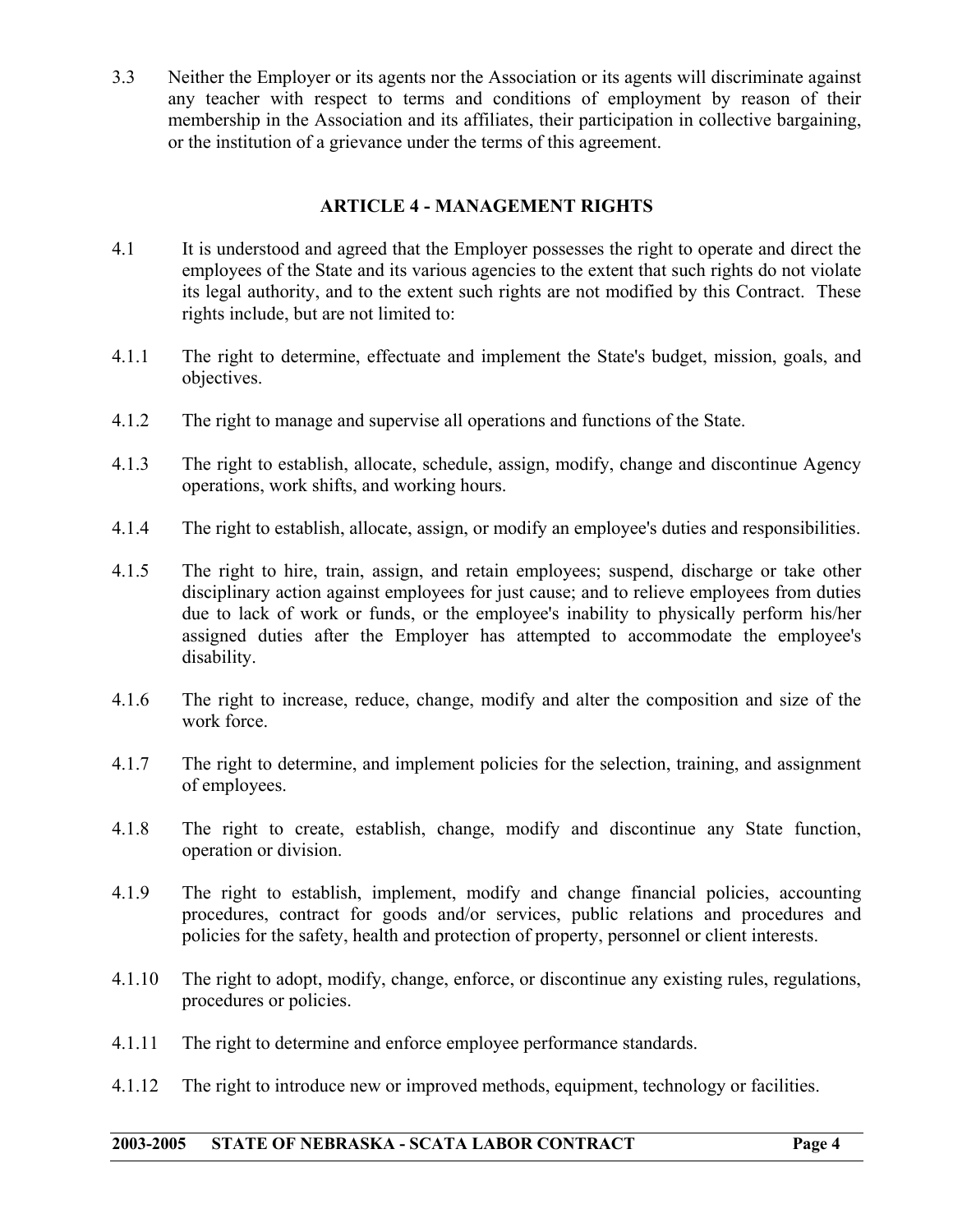3.3 Neither the Employer or its agents nor the Association or its agents will discriminate against any teacher with respect to terms and conditions of employment by reason of their membership in the Association and its affiliates, their participation in collective bargaining, or the institution of a grievance under the terms of this agreement.

## ARTICLE 4 - MANAGEMENT RIGHTS

4.1 It is understood and agreed that the Employer possesses the right to operate and direct the employees of the State and its various agencies to the extent that such rights do not violate its legal authority, and to the extent such rights are not modified by this Contract. These rights include, but are not limited to:

4.1.1 The right to determine, effectuate and implement the State's budget, mission, goals, and objectives.

4.1.2 The right to manage and supervise all operations and functions of the State.

4.1.3 The right to establish, allocate, schedule, assign, modify, change and discontinue Agency operations, work shifts, and working hours.

4.1.4 The right to establish, allocate, assign, or modify an employee's duties and responsibilities.

4.1.5 The right to hire, train, assign, and retain employees; suspend, discharge or take other disciplinary action against employees for just cause; and to relieve employees from duties due to lack of work or funds, or the employee's inability to physically perform his/her assigned duties after the Employer has attempted to accommodate the employee's disability.

4.1.6 The right to increase, reduce, change, modify and alter the composition and size of the work force.

4.1.7 The right to determine, and implement policies for the selection, training, and assignment of employees.

4.1.8 The right to create, establish, change, modify and discontinue any State function, operation or division.

4.1.9 The right to establish, implement, modify and change financial policies, accounting procedures, contract for goods and/or services, public relations and procedures and policies for the safety, health and protection of property, personnel or client interests.

4.1.10 The right to adopt, modify, change, enforce, or discontinue any existing rules, regulations, procedures or policies.

4.1.11 The right to determine and enforce employee performance standards.

4.1.12 The right to introduce new or improved methods, equipment, technology or facilities.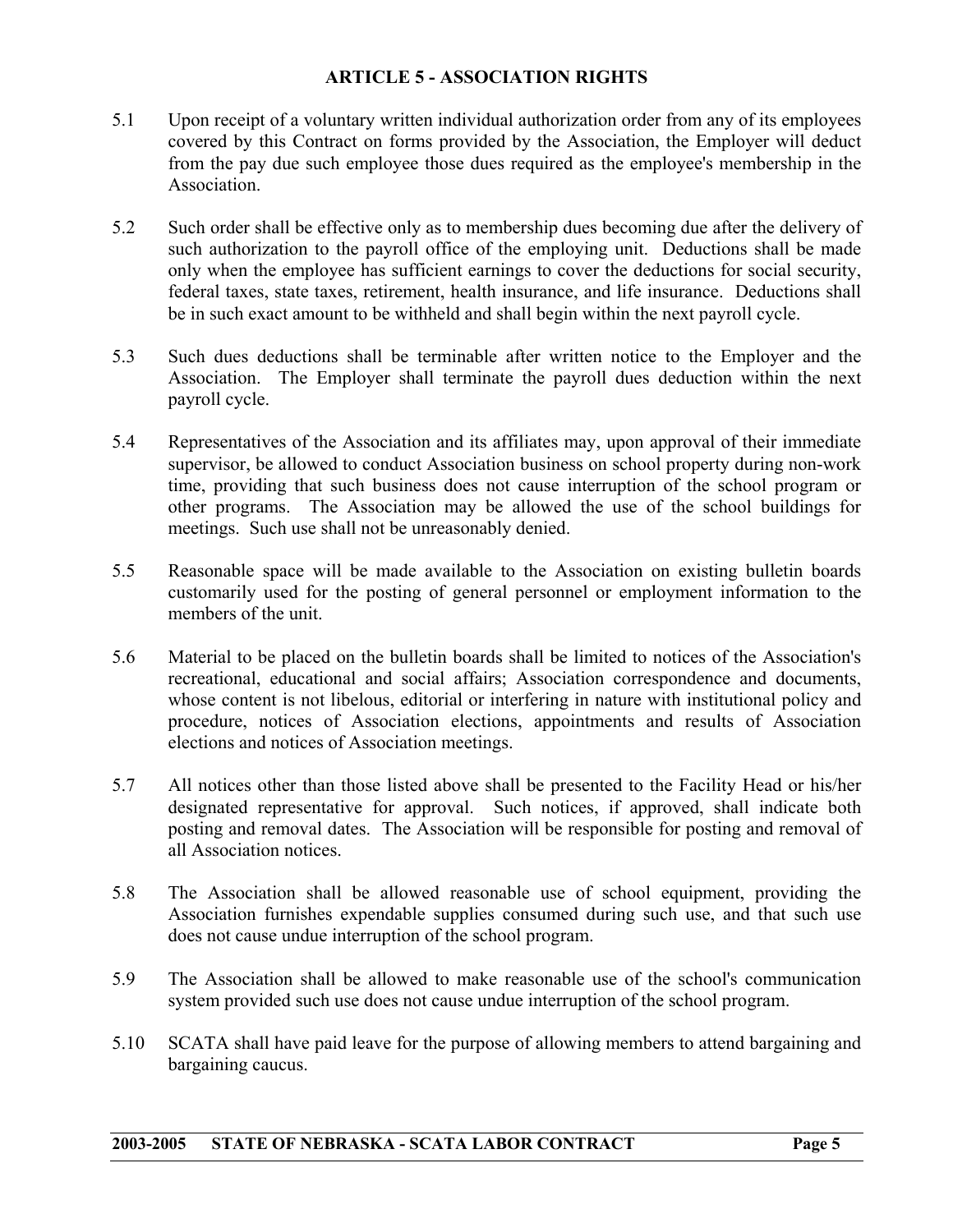## ARTICLE 5 - ASSOCIATION RIGHTS

5.1 Upon receipt of a voluntary written individual authorization order from any of its employees covered by this Contract on forms provided by the Association, the Employer will deduct from the pay due such employee those dues required as the employee's membership in the Association.

5.2 Such order shall be effective only as to membership dues becoming due after the delivery of such authorization to the payroll office of the employing unit. Deductions shall be made only when the employee has sufficient earnings to cover the deductions for social security, federal taxes, state taxes, retirement, health insurance, and life insurance. Deductions shall be in such exact amount to be withheld and shall begin within the next payroll cycle.

5.3 Such dues deductions shall be terminable after written notice to the Employer and the Association. The Employer shall terminate the payroll dues deduction within the next payroll cycle.

5.4 Representatives of the Association and its affiliates may, upon approval of their immediate supervisor, be allowed to conduct Association business on school property during non-work time, providing that such business does not cause interruption of the school program or other programs. The Association may be allowed the use of the school buildings for meetings. Such use shall not be unreasonably denied.

5.5 Reasonable space will be made available to the Association on existing bulletin boards customarily used for the posting of general personnel or employment information to the members of the unit.

5.6 Material to be placed on the bulletin boards shall be limited to notices of the Association's recreational, educational and social affairs; Association correspondence and documents, whose content is not libelous, editorial or interfering in nature with institutional policy and procedure, notices of Association elections, appointments and results of Association elections and notices of Association meetings.

5.7 All notices other than those listed above shall be presented to the Facility Head or his/her designated representative for approval. Such notices, if approved, shall indicate both posting and removal dates. The Association will be responsible for posting and removal of all Association notices.

5.8 The Association shall be allowed reasonable use of school equipment, providing the Association furnishes expendable supplies consumed during such use, and that such use does not cause undue interruption of the school program.

5.9 The Association shall be allowed to make reasonable use of the school's communication system provided such use does not cause undue interruption of the school program.

5.10 SCATA shall have paid leave for the purpose of allowing members to attend bargaining and bargaining caucus.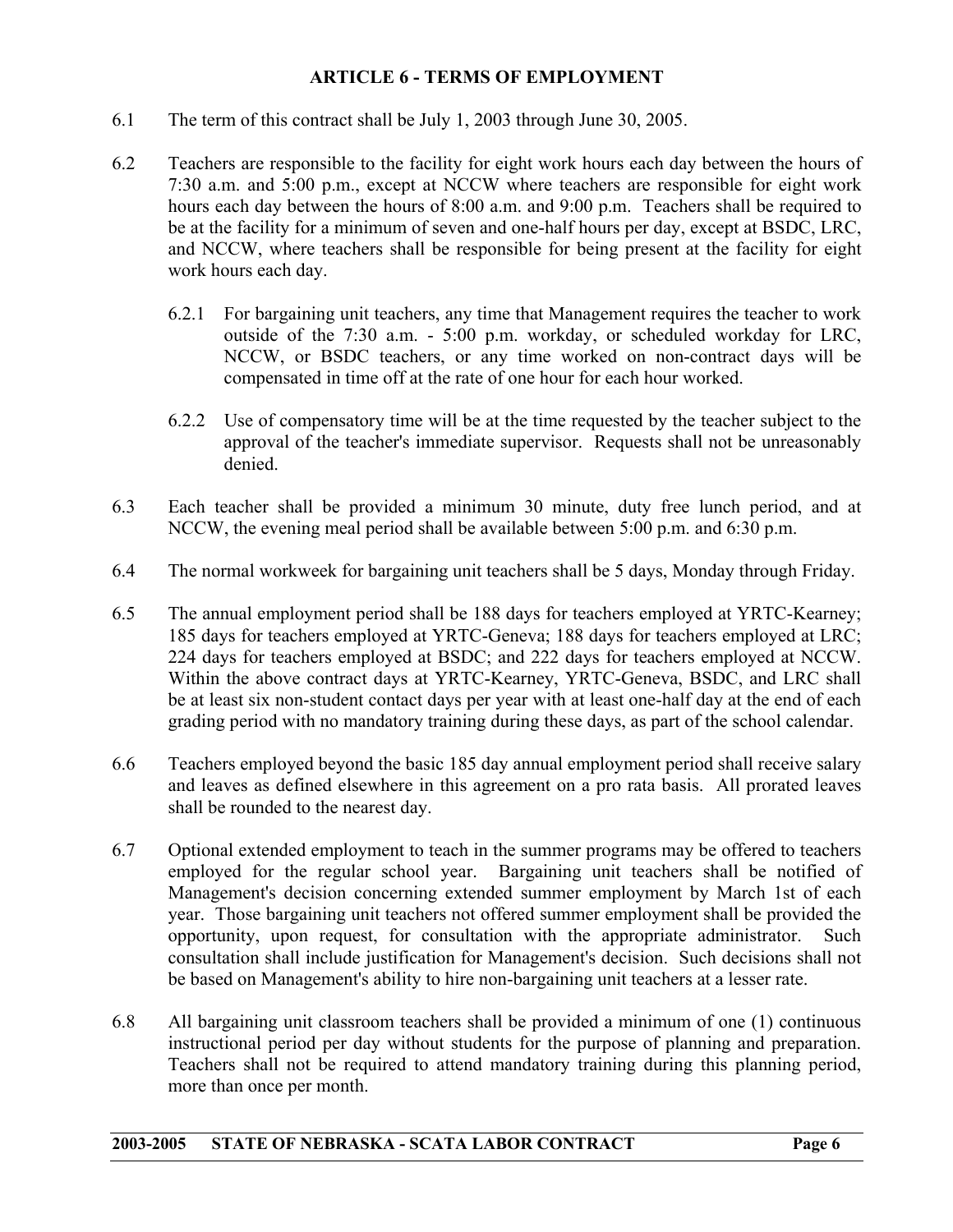## ARTICLE 6 - TERMS OF EMPLOYMENT

6.1 The term of this contract shall be July 1, 2003 through June 30, 2005.

6.2 Teachers are responsible to the facility for eight work hours each day between the hours of 7:30 a.m. and 5:00 p.m., except at NCCW where teachers are responsible for eight work hours each day between the hours of 8:00 a.m. and 9:00 p.m. Teachers shall be required to be at the facility for a minimum of seven and one-half hours per day, except at BSDC, LRC, and NCCW, where teachers shall be responsible for being present at the facility for eight work hours each day.

> 6.2.1 For bargaining unit teachers, any time that Management requires the teacher to work outside of the 7:30 a.m. - 5:00 p.m. workday, or scheduled workday for LRC, NCCW, or BSDC teachers, or any time worked on non-contract days will be compensated in time off at the rate of one hour for each hour worked.
>
> 6.2.2 Use of compensatory time will be at the time requested by the teacher subject to the approval of the teacher's immediate supervisor. Requests shall not be unreasonably denied.

6.3 Each teacher shall be provided a minimum 30 minute, duty free lunch period, and at NCCW, the evening meal period shall be available between 5:00 p.m. and 6:30 p.m.

6.4 The normal workweek for bargaining unit teachers shall be 5 days, Monday through Friday.

6.5 The annual employment period shall be 188 days for teachers employed at YRTC-Kearney; 185 days for teachers employed at YRTC-Geneva; 188 days for teachers employed at LRC; 224 days for teachers employed at BSDC; and 222 days for teachers employed at NCCW. Within the above contract days at YRTC-Kearney, YRTC-Geneva, BSDC, and LRC shall be at least six non-student contact days per year with at least one-half day at the end of each grading period with no mandatory training during these days, as part of the school calendar.

6.6 Teachers employed beyond the basic 185 day annual employment period shall receive salary and leaves as defined elsewhere in this agreement on a pro rata basis. All prorated leaves shall be rounded to the nearest day.

6.7 Optional extended employment to teach in the summer programs may be offered to teachers employed for the regular school year. Bargaining unit teachers shall be notified of Management's decision concerning extended summer employment by March 1st of each year. Those bargaining unit teachers not offered summer employment shall be provided the opportunity, upon request, for consultation with the appropriate administrator. Such consultation shall include justification for Management's decision. Such decisions shall not be based on Management's ability to hire non-bargaining unit teachers at a lesser rate.

6.8 All bargaining unit classroom teachers shall be provided a minimum of one (1) continuous instructional period per day without students for the purpose of planning and preparation. Teachers shall not be required to attend mandatory training during this planning period, more than once per month.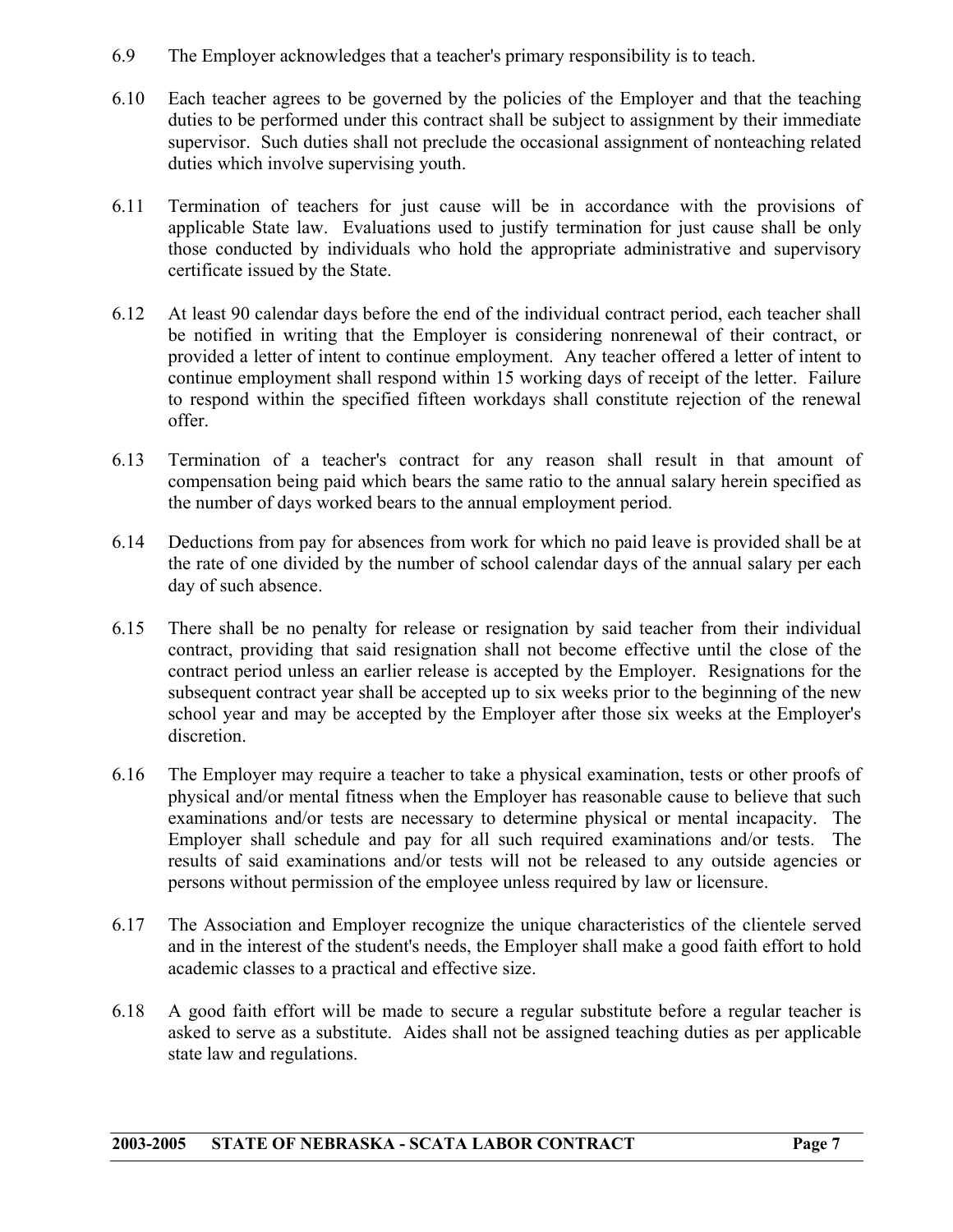6.9 The Employer acknowledges that a teacher's primary responsibility is to teach.

6.10 Each teacher agrees to be governed by the policies of the Employer and that the teaching duties to be performed under this contract shall be subject to assignment by their immediate supervisor. Such duties shall not preclude the occasional assignment of nonteaching related duties which involve supervising youth.

6.11 Termination of teachers for just cause will be in accordance with the provisions of applicable State law. Evaluations used to justify termination for just cause shall be only those conducted by individuals who hold the appropriate administrative and supervisory certificate issued by the State.

6.12 At least 90 calendar days before the end of the individual contract period, each teacher shall be notified in writing that the Employer is considering nonrenewal of their contract, or provided a letter of intent to continue employment. Any teacher offered a letter of intent to continue employment shall respond within 15 working days of receipt of the letter. Failure to respond within the specified fifteen workdays shall constitute rejection of the renewal offer.

6.13 Termination of a teacher's contract for any reason shall result in that amount of compensation being paid which bears the same ratio to the annual salary herein specified as the number of days worked bears to the annual employment period.

6.14 Deductions from pay for absences from work for which no paid leave is provided shall be at the rate of one divided by the number of school calendar days of the annual salary per each day of such absence.

6.15 There shall be no penalty for release or resignation by said teacher from their individual contract, providing that said resignation shall not become effective until the close of the contract period unless an earlier release is accepted by the Employer. Resignations for the subsequent contract year shall be accepted up to six weeks prior to the beginning of the new school year and may be accepted by the Employer after those six weeks at the Employer's discretion.

6.16 The Employer may require a teacher to take a physical examination, tests or other proofs of physical and/or mental fitness when the Employer has reasonable cause to believe that such examinations and/or tests are necessary to determine physical or mental incapacity. The Employer shall schedule and pay for all such required examinations and/or tests. The results of said examinations and/or tests will not be released to any outside agencies or persons without permission of the employee unless required by law or licensure.

6.17 The Association and Employer recognize the unique characteristics of the clientele served and in the interest of the student's needs, the Employer shall make a good faith effort to hold academic classes to a practical and effective size.

6.18 A good faith effort will be made to secure a regular substitute before a regular teacher is asked to serve as a substitute. Aides shall not be assigned teaching duties as per applicable state law and regulations.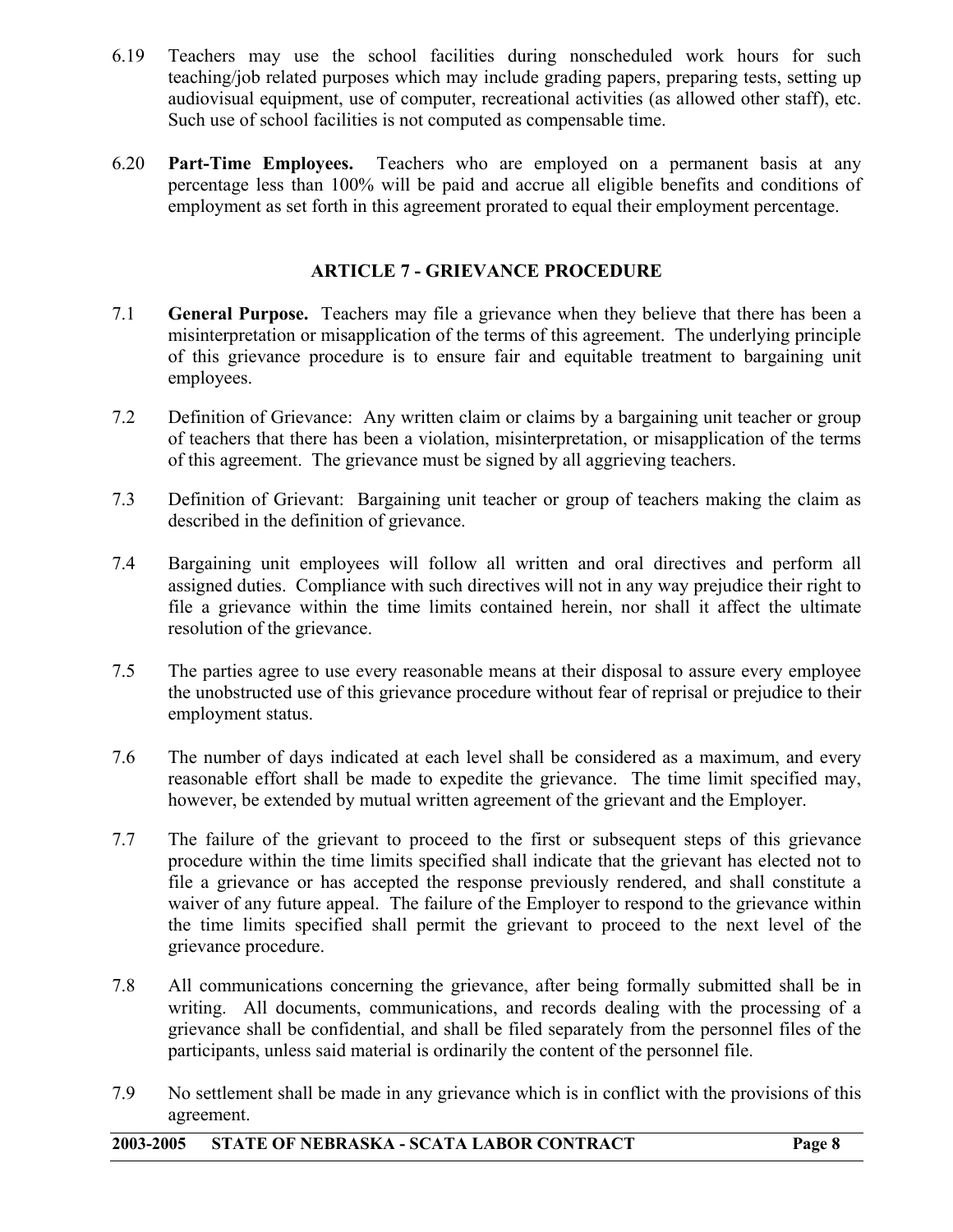6.19 Teachers may use the school facilities during nonscheduled work hours for such teaching/job related purposes which may include grading papers, preparing tests, setting up audiovisual equipment, use of computer, recreational activities (as allowed other staff), etc. Such use of school facilities is not computed as compensable time.

6.20 **Part-Time Employees.** Teachers who are employed on a permanent basis at any percentage less than 100% will be paid and accrue all eligible benefits and conditions of employment as set forth in this agreement prorated to equal their employment percentage.

## ARTICLE 7 - GRIEVANCE PROCEDURE

7.1 **General Purpose.** Teachers may file a grievance when they believe that there has been a misinterpretation or misapplication of the terms of this agreement. The underlying principle of this grievance procedure is to ensure fair and equitable treatment to bargaining unit employees.

7.2 Definition of Grievance: Any written claim or claims by a bargaining unit teacher or group of teachers that there has been a violation, misinterpretation, or misapplication of the terms of this agreement. The grievance must be signed by all aggrieving teachers.

7.3 Definition of Grievant: Bargaining unit teacher or group of teachers making the claim as described in the definition of grievance.

7.4 Bargaining unit employees will follow all written and oral directives and perform all assigned duties. Compliance with such directives will not in any way prejudice their right to file a grievance within the time limits contained herein, nor shall it affect the ultimate resolution of the grievance.

7.5 The parties agree to use every reasonable means at their disposal to assure every employee the unobstructed use of this grievance procedure without fear of reprisal or prejudice to their employment status.

7.6 The number of days indicated at each level shall be considered as a maximum, and every reasonable effort shall be made to expedite the grievance. The time limit specified may, however, be extended by mutual written agreement of the grievant and the Employer.

7.7 The failure of the grievant to proceed to the first or subsequent steps of this grievance procedure within the time limits specified shall indicate that the grievant has elected not to file a grievance or has accepted the response previously rendered, and shall constitute a waiver of any future appeal. The failure of the Employer to respond to the grievance within the time limits specified shall permit the grievant to proceed to the next level of the grievance procedure.

7.8 All communications concerning the grievance, after being formally submitted shall be in writing. All documents, communications, and records dealing with the processing of a grievance shall be confidential, and shall be filed separately from the personnel files of the participants, unless said material is ordinarily the content of the personnel file.

7.9 No settlement shall be made in any grievance which is in conflict with the provisions of this agreement.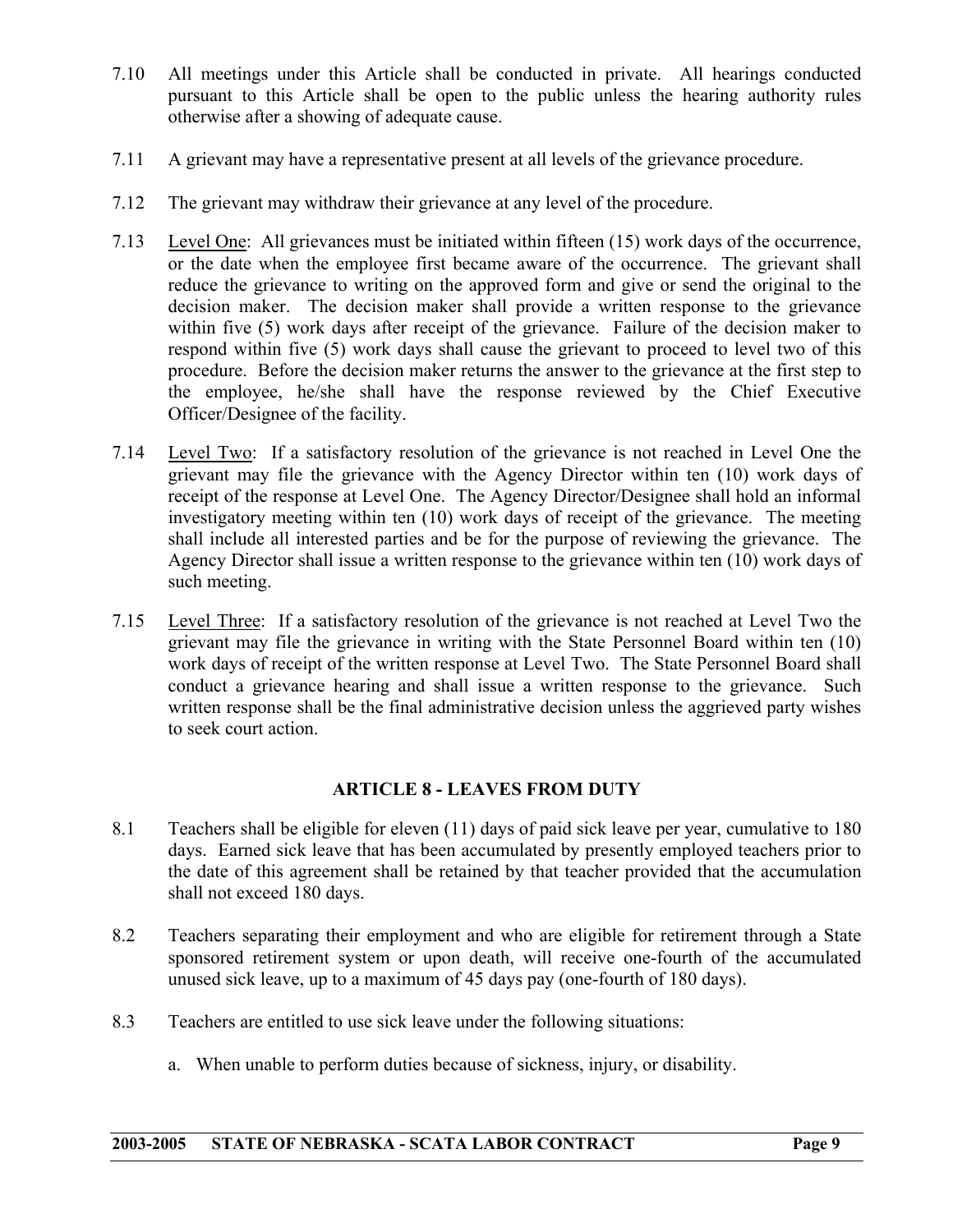7.10 All meetings under this Article shall be conducted in private. All hearings conducted pursuant to this Article shall be open to the public unless the hearing authority rules otherwise after a showing of adequate cause.

7.11 A grievant may have a representative present at all levels of the grievance procedure.

7.12 The grievant may withdraw their grievance at any level of the procedure.

7.13 <u>Level One</u>: All grievances must be initiated within fifteen (15) work days of the occurrence, or the date when the employee first became aware of the occurrence. The grievant shall reduce the grievance to writing on the approved form and give or send the original to the decision maker. The decision maker shall provide a written response to the grievance within five (5) work days after receipt of the grievance. Failure of the decision maker to respond within five (5) work days shall cause the grievant to proceed to level two of this procedure. Before the decision maker returns the answer to the grievance at the first step to the employee, he/she shall have the response reviewed by the Chief Executive Officer/Designee of the facility.

7.14 <u>Level Two</u>: If a satisfactory resolution of the grievance is not reached in Level One the grievant may file the grievance with the Agency Director within ten (10) work days of receipt of the response at Level One. The Agency Director/Designee shall hold an informal investigatory meeting within ten (10) work days of receipt of the grievance. The meeting shall include all interested parties and be for the purpose of reviewing the grievance. The Agency Director shall issue a written response to the grievance within ten (10) work days of such meeting.

7.15 <u>Level Three</u>: If a satisfactory resolution of the grievance is not reached at Level Two the grievant may file the grievance in writing with the State Personnel Board within ten (10) work days of receipt of the written response at Level Two. The State Personnel Board shall conduct a grievance hearing and shall issue a written response to the grievance. Such written response shall be the final administrative decision unless the aggrieved party wishes to seek court action.

## ARTICLE 8 - LEAVES FROM DUTY

8.1 Teachers shall be eligible for eleven (11) days of paid sick leave per year, cumulative to 180 days. Earned sick leave that has been accumulated by presently employed teachers prior to the date of this agreement shall be retained by that teacher provided that the accumulation shall not exceed 180 days.

8.2 Teachers separating their employment and who are eligible for retirement through a State sponsored retirement system or upon death, will receive one-fourth of the accumulated unused sick leave, up to a maximum of 45 days pay (one-fourth of 180 days).

8.3 Teachers are entitled to use sick leave under the following situations:

a. When unable to perform duties because of sickness, injury, or disability.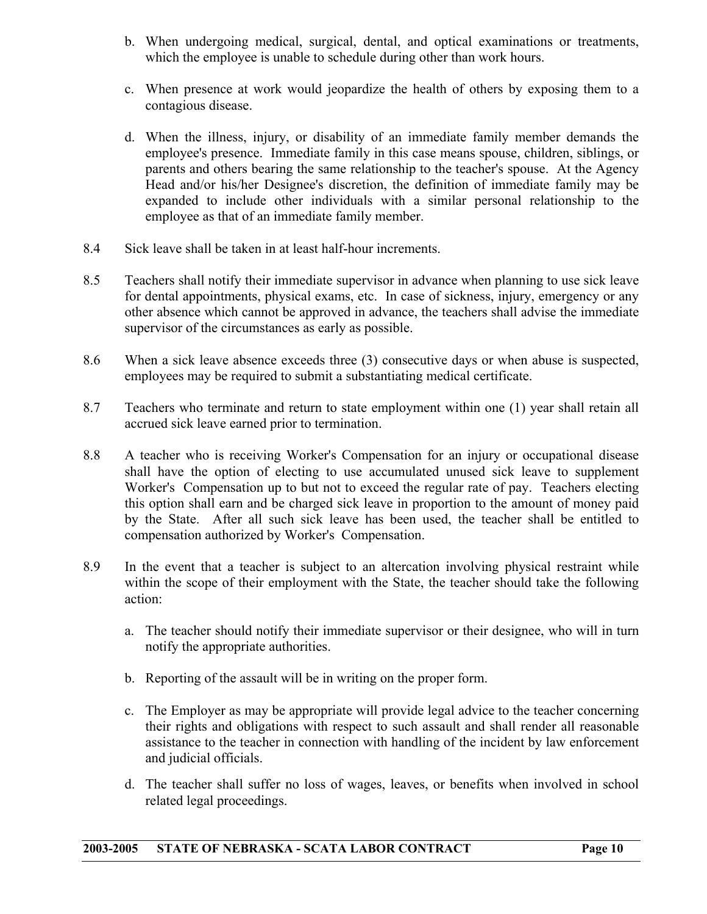b. When undergoing medical, surgical, dental, and optical examinations or treatments, which the employee is unable to schedule during other than work hours.

c. When presence at work would jeopardize the health of others by exposing them to a contagious disease.

d. When the illness, injury, or disability of an immediate family member demands the employee's presence. Immediate family in this case means spouse, children, siblings, or parents and others bearing the same relationship to the teacher's spouse. At the Agency Head and/or his/her Designee's discretion, the definition of immediate family may be expanded to include other individuals with a similar personal relationship to the employee as that of an immediate family member.

8.4 Sick leave shall be taken in at least half-hour increments.

8.5 Teachers shall notify their immediate supervisor in advance when planning to use sick leave for dental appointments, physical exams, etc. In case of sickness, injury, emergency or any other absence which cannot be approved in advance, the teachers shall advise the immediate supervisor of the circumstances as early as possible.

8.6 When a sick leave absence exceeds three (3) consecutive days or when abuse is suspected, employees may be required to submit a substantiating medical certificate.

8.7 Teachers who terminate and return to state employment within one (1) year shall retain all accrued sick leave earned prior to termination.

8.8 A teacher who is receiving Worker's Compensation for an injury or occupational disease shall have the option of electing to use accumulated unused sick leave to supplement Worker's Compensation up to but not to exceed the regular rate of pay. Teachers electing this option shall earn and be charged sick leave in proportion to the amount of money paid by the State. After all such sick leave has been used, the teacher shall be entitled to compensation authorized by Worker's Compensation.

8.9 In the event that a teacher is subject to an altercation involving physical restraint while within the scope of their employment with the State, the teacher should take the following action:

a. The teacher should notify their immediate supervisor or their designee, who will in turn notify the appropriate authorities.

b. Reporting of the assault will be in writing on the proper form.

c. The Employer as may be appropriate will provide legal advice to the teacher concerning their rights and obligations with respect to such assault and shall render all reasonable assistance to the teacher in connection with handling of the incident by law enforcement and judicial officials.

d. The teacher shall suffer no loss of wages, leaves, or benefits when involved in school related legal proceedings.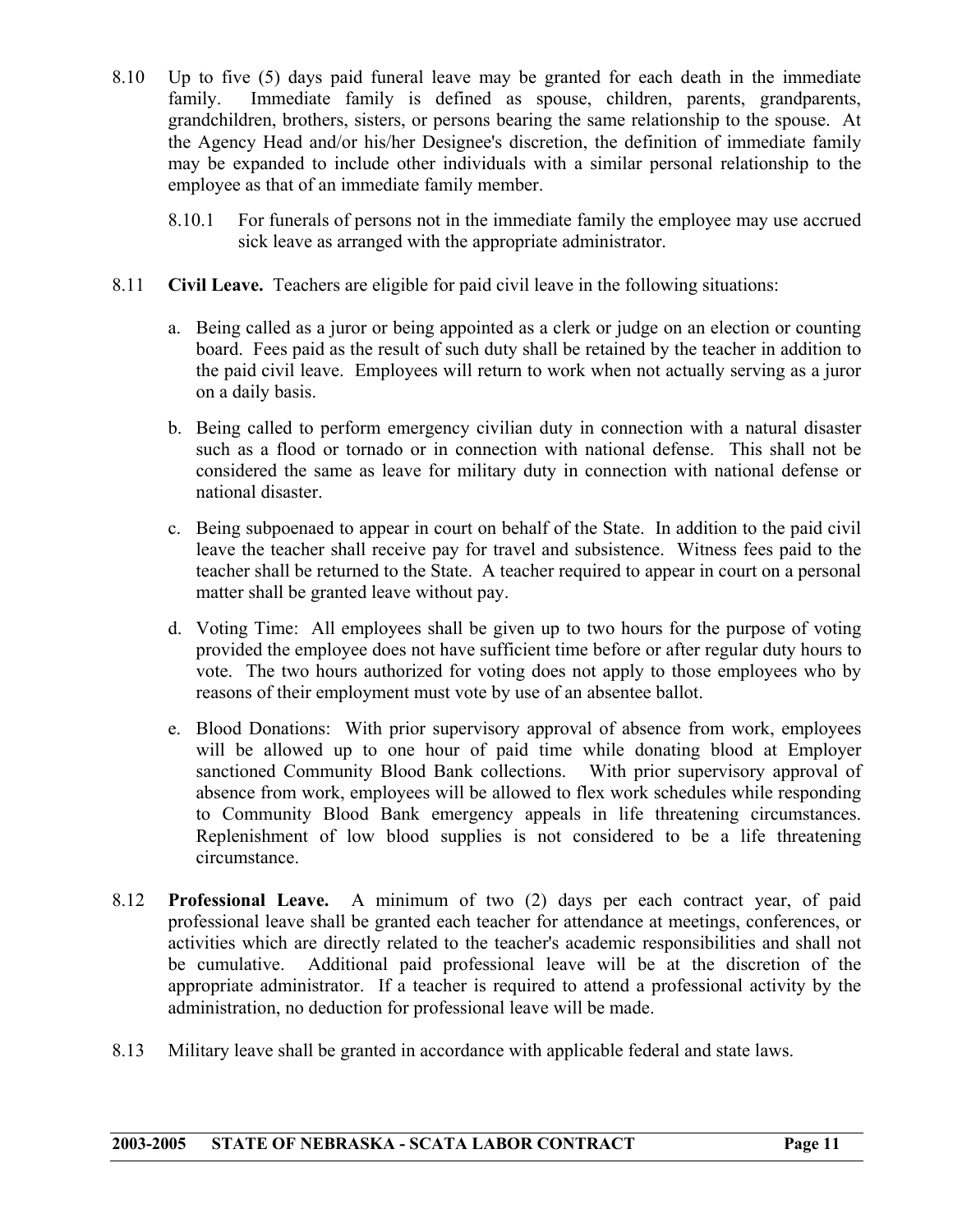8.10 Up to five (5) days paid funeral leave may be granted for each death in the immediate family. Immediate family is defined as spouse, children, parents, grandparents, grandchildren, brothers, sisters, or persons bearing the same relationship to the spouse. At the Agency Head and/or his/her Designee's discretion, the definition of immediate family may be expanded to include other individuals with a similar personal relationship to the employee as that of an immediate family member.

8.10.1 For funerals of persons not in the immediate family the employee may use accrued sick leave as arranged with the appropriate administrator.

8.11 **Civil Leave.** Teachers are eligible for paid civil leave in the following situations:

a. Being called as a juror or being appointed as a clerk or judge on an election or counting board. Fees paid as the result of such duty shall be retained by the teacher in addition to the paid civil leave. Employees will return to work when not actually serving as a juror on a daily basis.

b. Being called to perform emergency civilian duty in connection with a natural disaster such as a flood or tornado or in connection with national defense. This shall not be considered the same as leave for military duty in connection with national defense or national disaster.

c. Being subpoenaed to appear in court on behalf of the State. In addition to the paid civil leave the teacher shall receive pay for travel and subsistence. Witness fees paid to the teacher shall be returned to the State. A teacher required to appear in court on a personal matter shall be granted leave without pay.

d. Voting Time: All employees shall be given up to two hours for the purpose of voting provided the employee does not have sufficient time before or after regular duty hours to vote. The two hours authorized for voting does not apply to those employees who by reasons of their employment must vote by use of an absentee ballot.

e. Blood Donations: With prior supervisory approval of absence from work, employees will be allowed up to one hour of paid time while donating blood at Employer sanctioned Community Blood Bank collections. With prior supervisory approval of absence from work, employees will be allowed to flex work schedules while responding to Community Blood Bank emergency appeals in life threatening circumstances. Replenishment of low blood supplies is not considered to be a life threatening circumstance.

8.12 **Professional Leave.** A minimum of two (2) days per each contract year, of paid professional leave shall be granted each teacher for attendance at meetings, conferences, or activities which are directly related to the teacher's academic responsibilities and shall not be cumulative. Additional paid professional leave will be at the discretion of the appropriate administrator. If a teacher is required to attend a professional activity by the administration, no deduction for professional leave will be made.

8.13 Military leave shall be granted in accordance with applicable federal and state laws.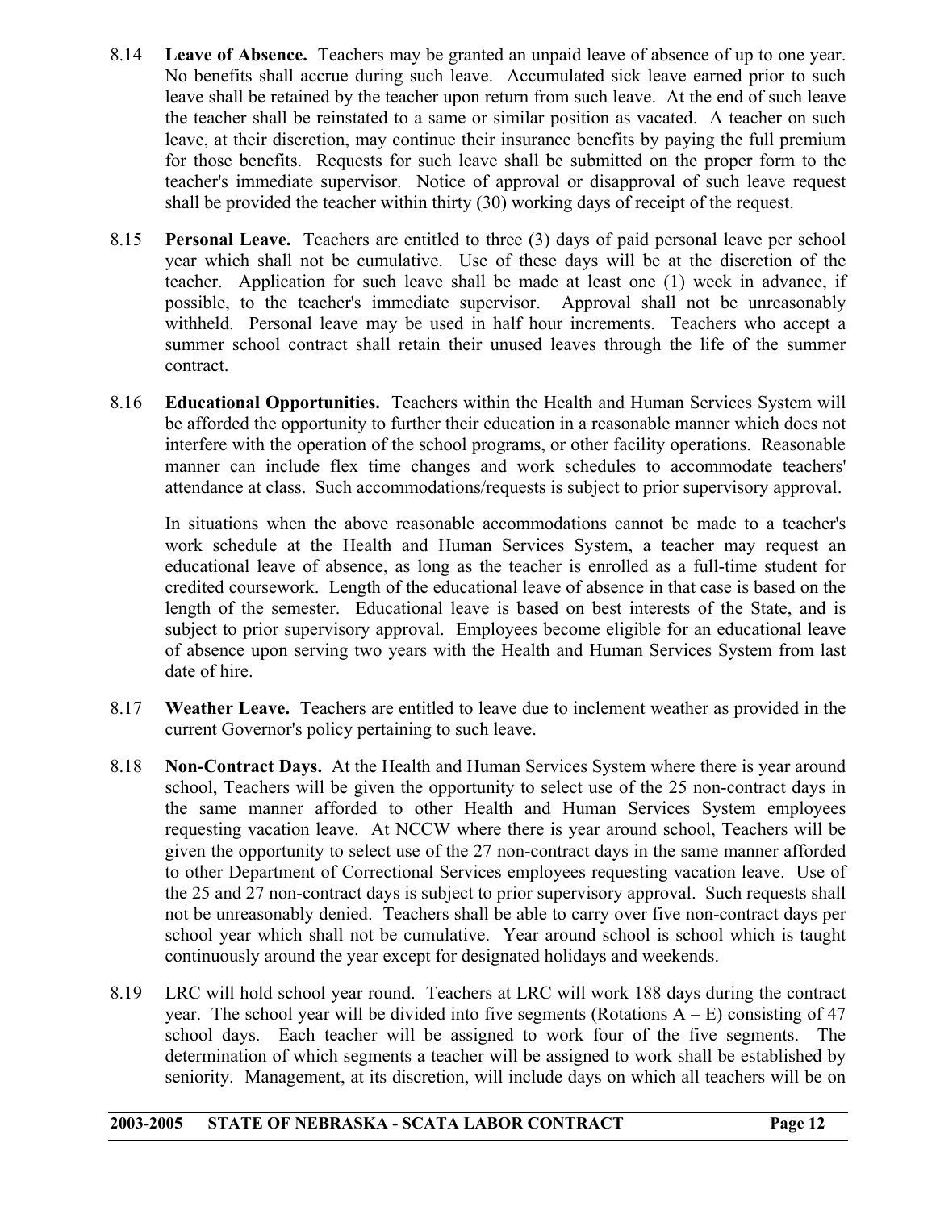8.14 **Leave of Absence.** Teachers may be granted an unpaid leave of absence of up to one year. No benefits shall accrue during such leave. Accumulated sick leave earned prior to such leave shall be retained by the teacher upon return from such leave. At the end of such leave the teacher shall be reinstated to a same or similar position as vacated. A teacher on such leave, at their discretion, may continue their insurance benefits by paying the full premium for those benefits. Requests for such leave shall be submitted on the proper form to the teacher's immediate supervisor. Notice of approval or disapproval of such leave request shall be provided the teacher within thirty (30) working days of receipt of the request.

8.15 **Personal Leave.** Teachers are entitled to three (3) days of paid personal leave per school year which shall not be cumulative. Use of these days will be at the discretion of the teacher. Application for such leave shall be made at least one (1) week in advance, if possible, to the teacher's immediate supervisor. Approval shall not be unreasonably withheld. Personal leave may be used in half hour increments. Teachers who accept a summer school contract shall retain their unused leaves through the life of the summer contract.

8.16 **Educational Opportunities.** Teachers within the Health and Human Services System will be afforded the opportunity to further their education in a reasonable manner which does not interfere with the operation of the school programs, or other facility operations. Reasonable manner can include flex time changes and work schedules to accommodate teachers' attendance at class. Such accommodations/requests is subject to prior supervisory approval.

In situations when the above reasonable accommodations cannot be made to a teacher's work schedule at the Health and Human Services System, a teacher may request an educational leave of absence, as long as the teacher is enrolled as a full-time student for credited coursework. Length of the educational leave of absence in that case is based on the length of the semester. Educational leave is based on best interests of the State, and is subject to prior supervisory approval. Employees become eligible for an educational leave of absence upon serving two years with the Health and Human Services System from last date of hire.

8.17 **Weather Leave.** Teachers are entitled to leave due to inclement weather as provided in the current Governor's policy pertaining to such leave.

8.18 **Non-Contract Days.** At the Health and Human Services System where there is year around school, Teachers will be given the opportunity to select use of the 25 non-contract days in the same manner afforded to other Health and Human Services System employees requesting vacation leave. At NCCW where there is year around school, Teachers will be given the opportunity to select use of the 27 non-contract days in the same manner afforded to other Department of Correctional Services employees requesting vacation leave. Use of the 25 and 27 non-contract days is subject to prior supervisory approval. Such requests shall not be unreasonably denied. Teachers shall be able to carry over five non-contract days per school year which shall not be cumulative. Year around school is school which is taught continuously around the year except for designated holidays and weekends.

8.19 LRC will hold school year round. Teachers at LRC will work 188 days during the contract year. The school year will be divided into five segments (Rotations A – E) consisting of 47 school days. Each teacher will be assigned to work four of the five segments. The determination of which segments a teacher will be assigned to work shall be established by seniority. Management, at its discretion, will include days on which all teachers will be on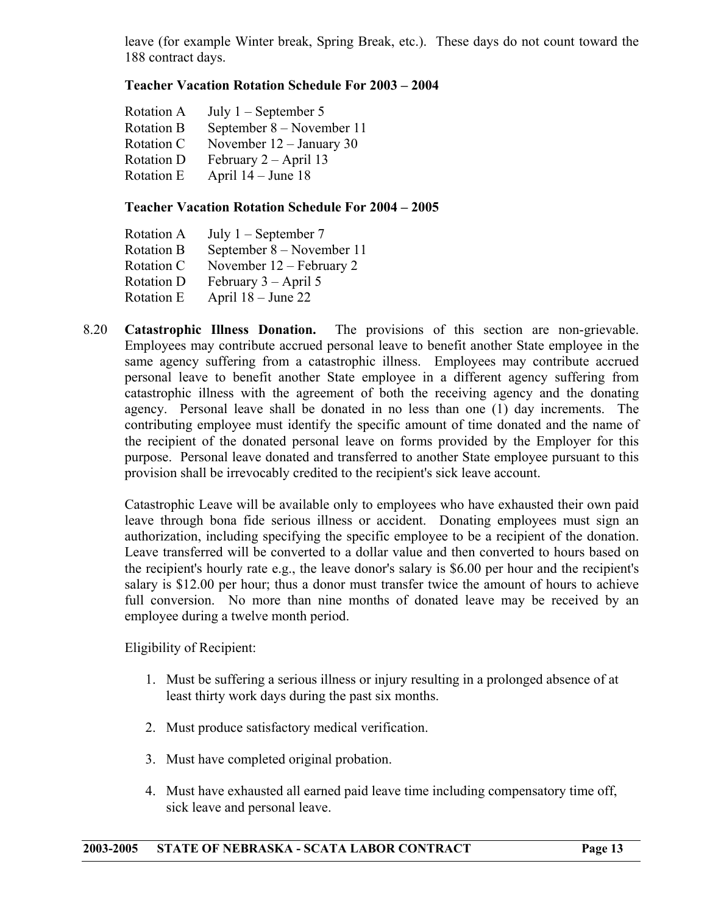leave (for example Winter break, Spring Break, etc.). These days do not count toward the 188 contract days.

**Teacher Vacation Rotation Schedule For 2003 – 2004**

| | |
|---|---|
| Rotation A | July 1 – September 5 |
| Rotation B | September 8 – November 11 |
| Rotation C | November 12 – January 30 |
| Rotation D | February 2 – April 13 |
| Rotation E | April 14 – June 18 |

**Teacher Vacation Rotation Schedule For 2004 – 2005**

| | |
|---|---|
| Rotation A | July 1 – September 7 |
| Rotation B | September 8 – November 11 |
| Rotation C | November 12 – February 2 |
| Rotation D | February 3 – April 5 |
| Rotation E | April 18 – June 22 |

8.20 **Catastrophic Illness Donation.** The provisions of this section are non-grievable. Employees may contribute accrued personal leave to benefit another State employee in the same agency suffering from a catastrophic illness. Employees may contribute accrued personal leave to benefit another State employee in a different agency suffering from catastrophic illness with the agreement of both the receiving agency and the donating agency. Personal leave shall be donated in no less than one (1) day increments. The contributing employee must identify the specific amount of time donated and the name of the recipient of the donated personal leave on forms provided by the Employer for this purpose. Personal leave donated and transferred to another State employee pursuant to this provision shall be irrevocably credited to the recipient's sick leave account.

Catastrophic Leave will be available only to employees who have exhausted their own paid leave through bona fide serious illness or accident. Donating employees must sign an authorization, including specifying the specific employee to be a recipient of the donation. Leave transferred will be converted to a dollar value and then converted to hours based on the recipient's hourly rate e.g., the leave donor's salary is $6.00 per hour and the recipient's salary is $12.00 per hour; thus a donor must transfer twice the amount of hours to achieve full conversion. No more than nine months of donated leave may be received by an employee during a twelve month period.

Eligibility of Recipient:

1. Must be suffering a serious illness or injury resulting in a prolonged absence of at least thirty work days during the past six months.

2. Must produce satisfactory medical verification.

3. Must have completed original probation.

4. Must have exhausted all earned paid leave time including compensatory time off, sick leave and personal leave.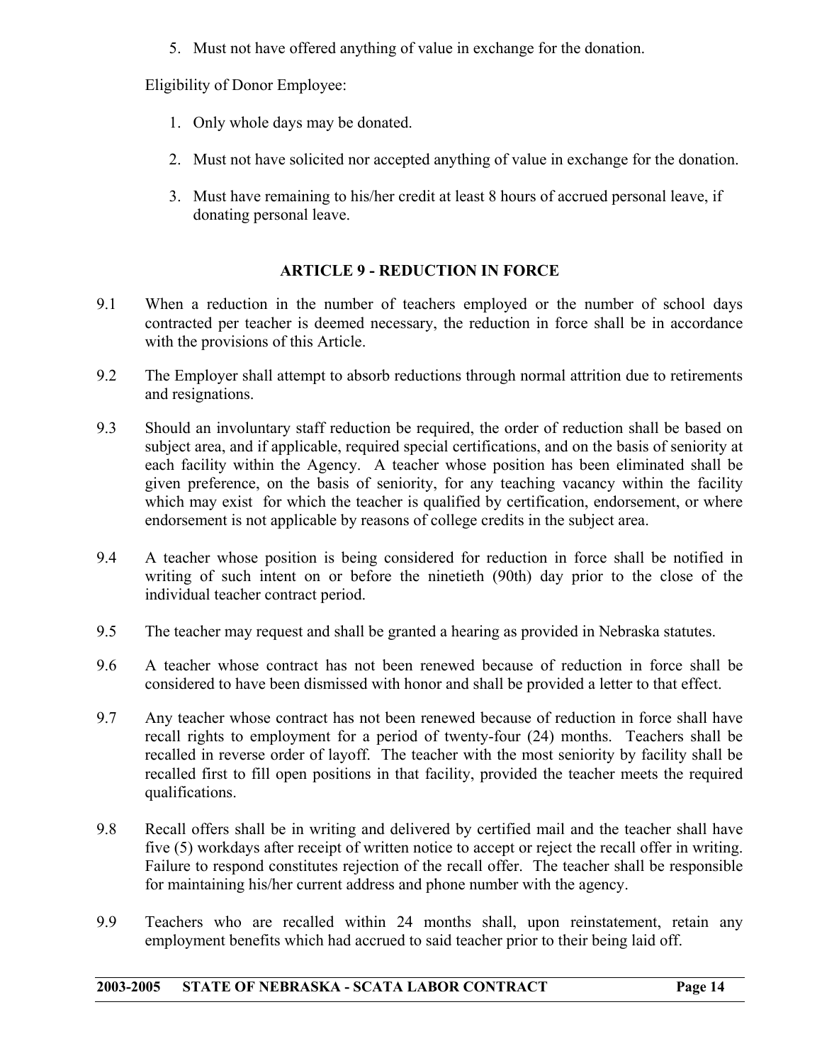5. Must not have offered anything of value in exchange for the donation.

Eligibility of Donor Employee:

1. Only whole days may be donated.

2. Must not have solicited nor accepted anything of value in exchange for the donation.

3. Must have remaining to his/her credit at least 8 hours of accrued personal leave, if donating personal leave.

## ARTICLE 9 - REDUCTION IN FORCE

9.1 When a reduction in the number of teachers employed or the number of school days contracted per teacher is deemed necessary, the reduction in force shall be in accordance with the provisions of this Article.

9.2 The Employer shall attempt to absorb reductions through normal attrition due to retirements and resignations.

9.3 Should an involuntary staff reduction be required, the order of reduction shall be based on subject area, and if applicable, required special certifications, and on the basis of seniority at each facility within the Agency. A teacher whose position has been eliminated shall be given preference, on the basis of seniority, for any teaching vacancy within the facility which may exist for which the teacher is qualified by certification, endorsement, or where endorsement is not applicable by reasons of college credits in the subject area.

9.4 A teacher whose position is being considered for reduction in force shall be notified in writing of such intent on or before the ninetieth (90th) day prior to the close of the individual teacher contract period.

9.5 The teacher may request and shall be granted a hearing as provided in Nebraska statutes.

9.6 A teacher whose contract has not been renewed because of reduction in force shall be considered to have been dismissed with honor and shall be provided a letter to that effect.

9.7 Any teacher whose contract has not been renewed because of reduction in force shall have recall rights to employment for a period of twenty-four (24) months. Teachers shall be recalled in reverse order of layoff. The teacher with the most seniority by facility shall be recalled first to fill open positions in that facility, provided the teacher meets the required qualifications.

9.8 Recall offers shall be in writing and delivered by certified mail and the teacher shall have five (5) workdays after receipt of written notice to accept or reject the recall offer in writing. Failure to respond constitutes rejection of the recall offer. The teacher shall be responsible for maintaining his/her current address and phone number with the agency.

9.9 Teachers who are recalled within 24 months shall, upon reinstatement, retain any employment benefits which had accrued to said teacher prior to their being laid off.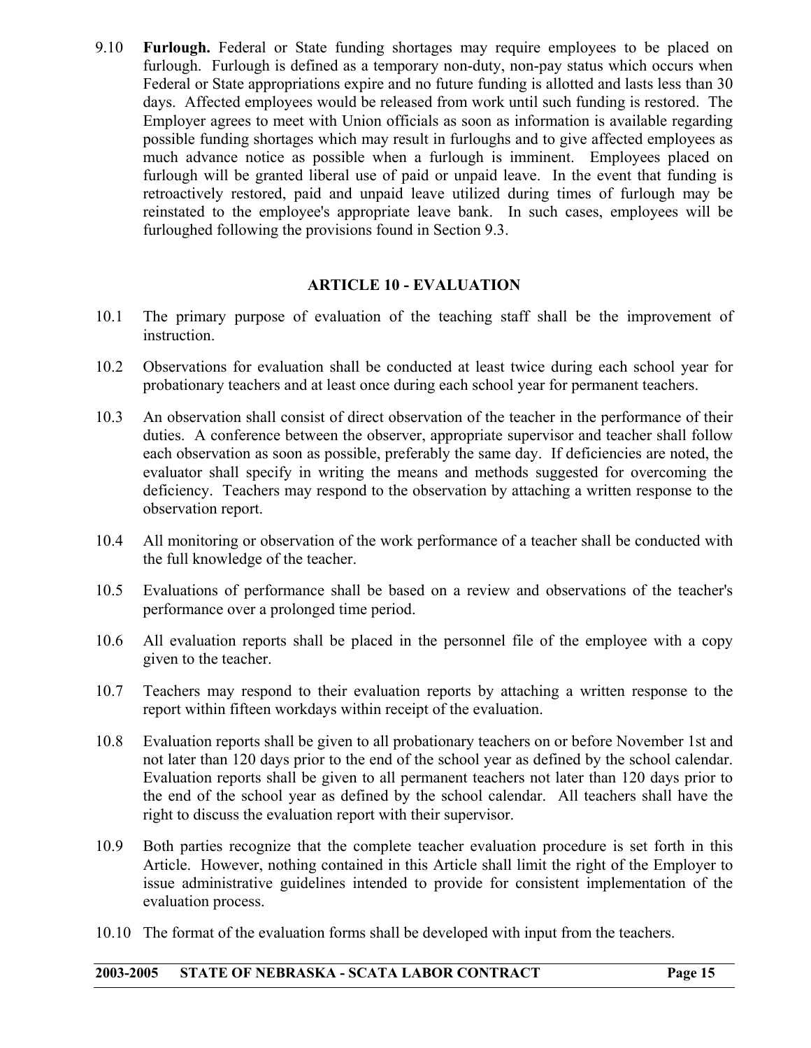9.10 **Furlough.** Federal or State funding shortages may require employees to be placed on furlough. Furlough is defined as a temporary non-duty, non-pay status which occurs when Federal or State appropriations expire and no future funding is allotted and lasts less than 30 days. Affected employees would be released from work until such funding is restored. The Employer agrees to meet with Union officials as soon as information is available regarding possible funding shortages which may result in furloughs and to give affected employees as much advance notice as possible when a furlough is imminent. Employees placed on furlough will be granted liberal use of paid or unpaid leave. In the event that funding is retroactively restored, paid and unpaid leave utilized during times of furlough may be reinstated to the employee's appropriate leave bank. In such cases, employees will be furloughed following the provisions found in Section 9.3.

## ARTICLE 10 - EVALUATION

10.1 The primary purpose of evaluation of the teaching staff shall be the improvement of instruction.

10.2 Observations for evaluation shall be conducted at least twice during each school year for probationary teachers and at least once during each school year for permanent teachers.

10.3 An observation shall consist of direct observation of the teacher in the performance of their duties. A conference between the observer, appropriate supervisor and teacher shall follow each observation as soon as possible, preferably the same day. If deficiencies are noted, the evaluator shall specify in writing the means and methods suggested for overcoming the deficiency. Teachers may respond to the observation by attaching a written response to the observation report.

10.4 All monitoring or observation of the work performance of a teacher shall be conducted with the full knowledge of the teacher.

10.5 Evaluations of performance shall be based on a review and observations of the teacher's performance over a prolonged time period.

10.6 All evaluation reports shall be placed in the personnel file of the employee with a copy given to the teacher.

10.7 Teachers may respond to their evaluation reports by attaching a written response to the report within fifteen workdays within receipt of the evaluation.

10.8 Evaluation reports shall be given to all probationary teachers on or before November 1st and not later than 120 days prior to the end of the school year as defined by the school calendar. Evaluation reports shall be given to all permanent teachers not later than 120 days prior to the end of the school year as defined by the school calendar. All teachers shall have the right to discuss the evaluation report with their supervisor.

10.9 Both parties recognize that the complete teacher evaluation procedure is set forth in this Article. However, nothing contained in this Article shall limit the right of the Employer to issue administrative guidelines intended to provide for consistent implementation of the evaluation process.

10.10 The format of the evaluation forms shall be developed with input from the teachers.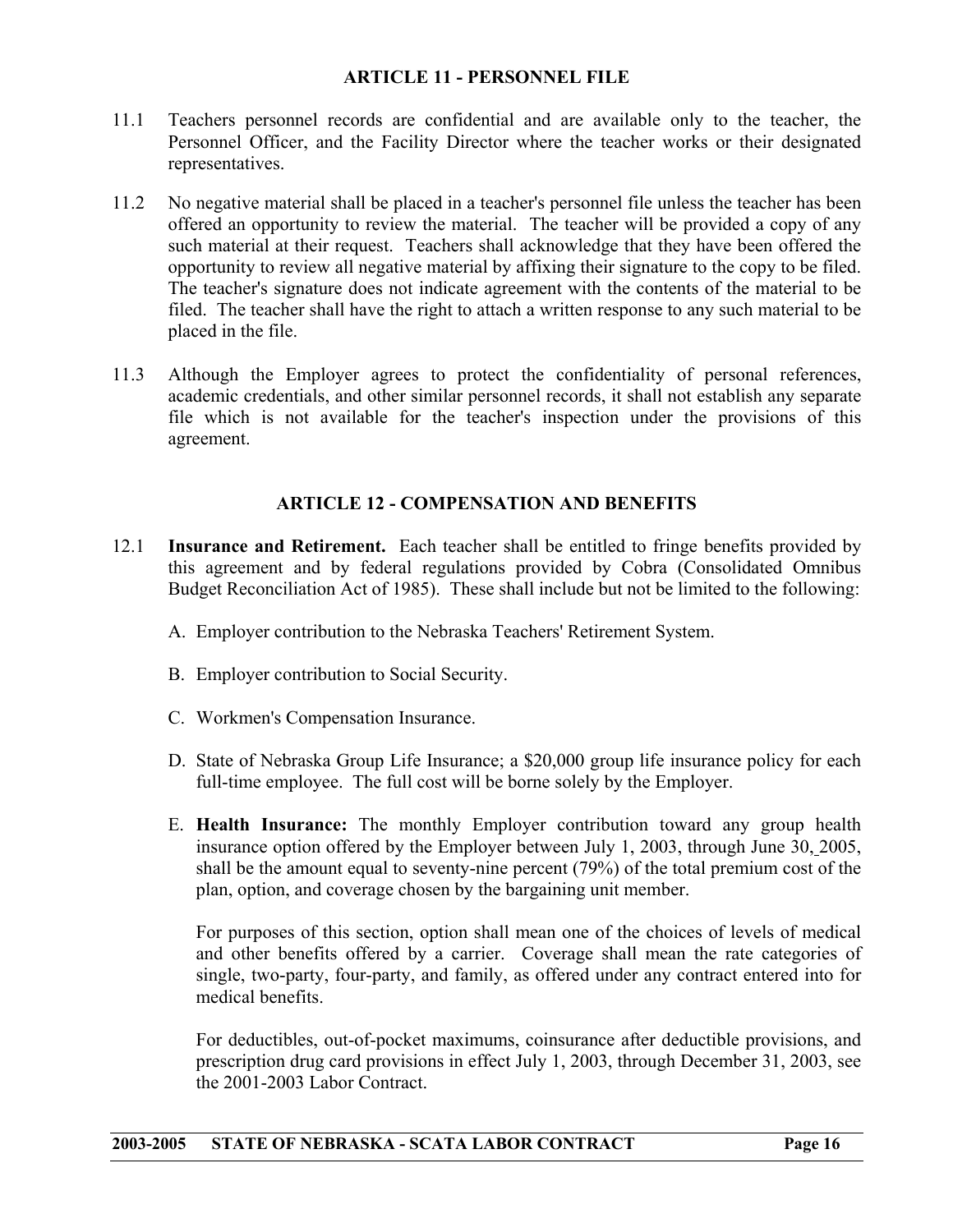## ARTICLE 11 - PERSONNEL FILE

11.1 Teachers personnel records are confidential and are available only to the teacher, the Personnel Officer, and the Facility Director where the teacher works or their designated representatives.

11.2 No negative material shall be placed in a teacher's personnel file unless the teacher has been offered an opportunity to review the material. The teacher will be provided a copy of any such material at their request. Teachers shall acknowledge that they have been offered the opportunity to review all negative material by affixing their signature to the copy to be filed. The teacher's signature does not indicate agreement with the contents of the material to be filed. The teacher shall have the right to attach a written response to any such material to be placed in the file.

11.3 Although the Employer agrees to protect the confidentiality of personal references, academic credentials, and other similar personnel records, it shall not establish any separate file which is not available for the teacher's inspection under the provisions of this agreement.

## ARTICLE 12 - COMPENSATION AND BENEFITS

12.1 **Insurance and Retirement.** Each teacher shall be entitled to fringe benefits provided by this agreement and by federal regulations provided by Cobra (Consolidated Omnibus Budget Reconciliation Act of 1985). These shall include but not be limited to the following:

A. Employer contribution to the Nebraska Teachers' Retirement System.

B. Employer contribution to Social Security.

C. Workmen's Compensation Insurance.

D. State of Nebraska Group Life Insurance; a $20,000 group life insurance policy for each full-time employee. The full cost will be borne solely by the Employer.

E. **Health Insurance:** The monthly Employer contribution toward any group health insurance option offered by the Employer between July 1, 2003, through June 30, 2005, shall be the amount equal to seventy-nine percent (79%) of the total premium cost of the plan, option, and coverage chosen by the bargaining unit member.

For purposes of this section, option shall mean one of the choices of levels of medical and other benefits offered by a carrier. Coverage shall mean the rate categories of single, two-party, four-party, and family, as offered under any contract entered into for medical benefits.

For deductibles, out-of-pocket maximums, coinsurance after deductible provisions, and prescription drug card provisions in effect July 1, 2003, through December 31, 2003, see the 2001-2003 Labor Contract.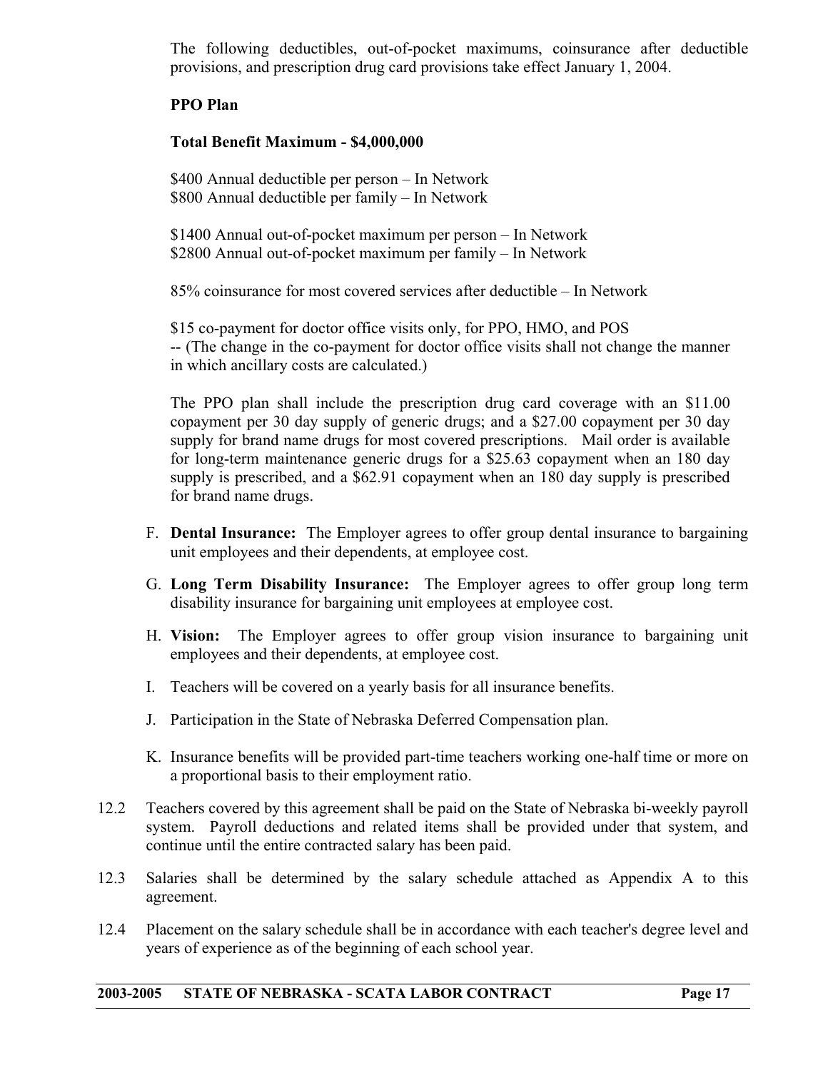The following deductibles, out-of-pocket maximums, coinsurance after deductible provisions, and prescription drug card provisions take effect January 1, 2004.

**PPO Plan**

**Total Benefit Maximum - $4,000,000**

$400 Annual deductible per person – In Network
$800 Annual deductible per family – In Network

$1400 Annual out-of-pocket maximum per person – In Network
$2800 Annual out-of-pocket maximum per family – In Network

85% coinsurance for most covered services after deductible – In Network

$15 co-payment for doctor office visits only, for PPO, HMO, and POS
-- (The change in the co-payment for doctor office visits shall not change the manner in which ancillary costs are calculated.)

The PPO plan shall include the prescription drug card coverage with an $11.00 copayment per 30 day supply of generic drugs; and a $27.00 copayment per 30 day supply for brand name drugs for most covered prescriptions. Mail order is available for long-term maintenance generic drugs for a $25.63 copayment when an 180 day supply is prescribed, and a $62.91 copayment when an 180 day supply is prescribed for brand name drugs.

F. **Dental Insurance:** The Employer agrees to offer group dental insurance to bargaining unit employees and their dependents, at employee cost.

G. **Long Term Disability Insurance:** The Employer agrees to offer group long term disability insurance for bargaining unit employees at employee cost.

H. **Vision:** The Employer agrees to offer group vision insurance to bargaining unit employees and their dependents, at employee cost.

I. Teachers will be covered on a yearly basis for all insurance benefits.

J. Participation in the State of Nebraska Deferred Compensation plan.

K. Insurance benefits will be provided part-time teachers working one-half time or more on a proportional basis to their employment ratio.

12.2 Teachers covered by this agreement shall be paid on the State of Nebraska bi-weekly payroll system. Payroll deductions and related items shall be provided under that system, and continue until the entire contracted salary has been paid.

12.3 Salaries shall be determined by the salary schedule attached as Appendix A to this agreement.

12.4 Placement on the salary schedule shall be in accordance with each teacher's degree level and years of experience as of the beginning of each school year.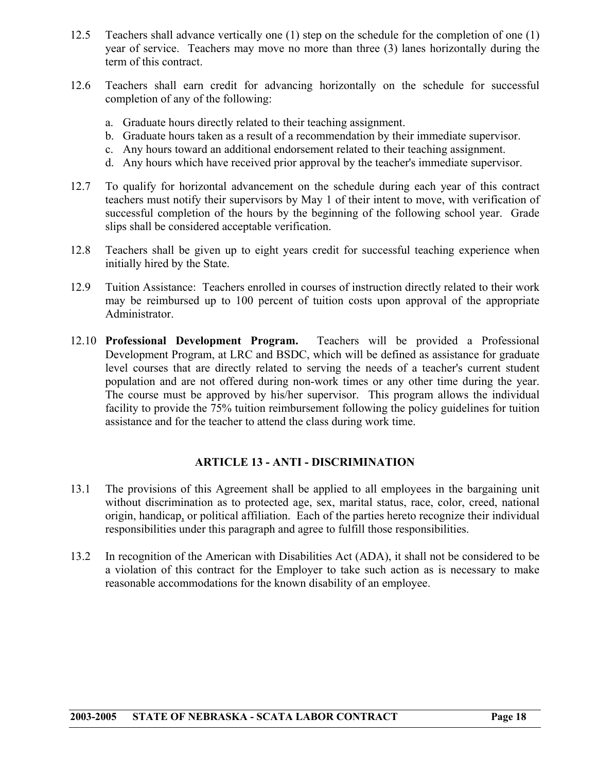12.5 Teachers shall advance vertically one (1) step on the schedule for the completion of one (1) year of service. Teachers may move no more than three (3) lanes horizontally during the term of this contract.

12.6 Teachers shall earn credit for advancing horizontally on the schedule for successful completion of any of the following:

a. Graduate hours directly related to their teaching assignment.
b. Graduate hours taken as a result of a recommendation by their immediate supervisor.
c. Any hours toward an additional endorsement related to their teaching assignment.
d. Any hours which have received prior approval by the teacher's immediate supervisor.

12.7 To qualify for horizontal advancement on the schedule during each year of this contract teachers must notify their supervisors by May 1 of their intent to move, with verification of successful completion of the hours by the beginning of the following school year. Grade slips shall be considered acceptable verification.

12.8 Teachers shall be given up to eight years credit for successful teaching experience when initially hired by the State.

12.9 Tuition Assistance: Teachers enrolled in courses of instruction directly related to their work may be reimbursed up to 100 percent of tuition costs upon approval of the appropriate Administrator.

12.10 **Professional Development Program.** Teachers will be provided a Professional Development Program, at LRC and BSDC, which will be defined as assistance for graduate level courses that are directly related to serving the needs of a teacher's current student population and are not offered during non-work times or any other time during the year. The course must be approved by his/her supervisor. This program allows the individual facility to provide the 75% tuition reimbursement following the policy guidelines for tuition assistance and for the teacher to attend the class during work time.

## ARTICLE 13 - ANTI - DISCRIMINATION

13.1 The provisions of this Agreement shall be applied to all employees in the bargaining unit without discrimination as to protected age, sex, marital status, race, color, creed, national origin, handicap, or political affiliation. Each of the parties hereto recognize their individual responsibilities under this paragraph and agree to fulfill those responsibilities.

13.2 In recognition of the American with Disabilities Act (ADA), it shall not be considered to be a violation of this contract for the Employer to take such action as is necessary to make reasonable accommodations for the known disability of an employee.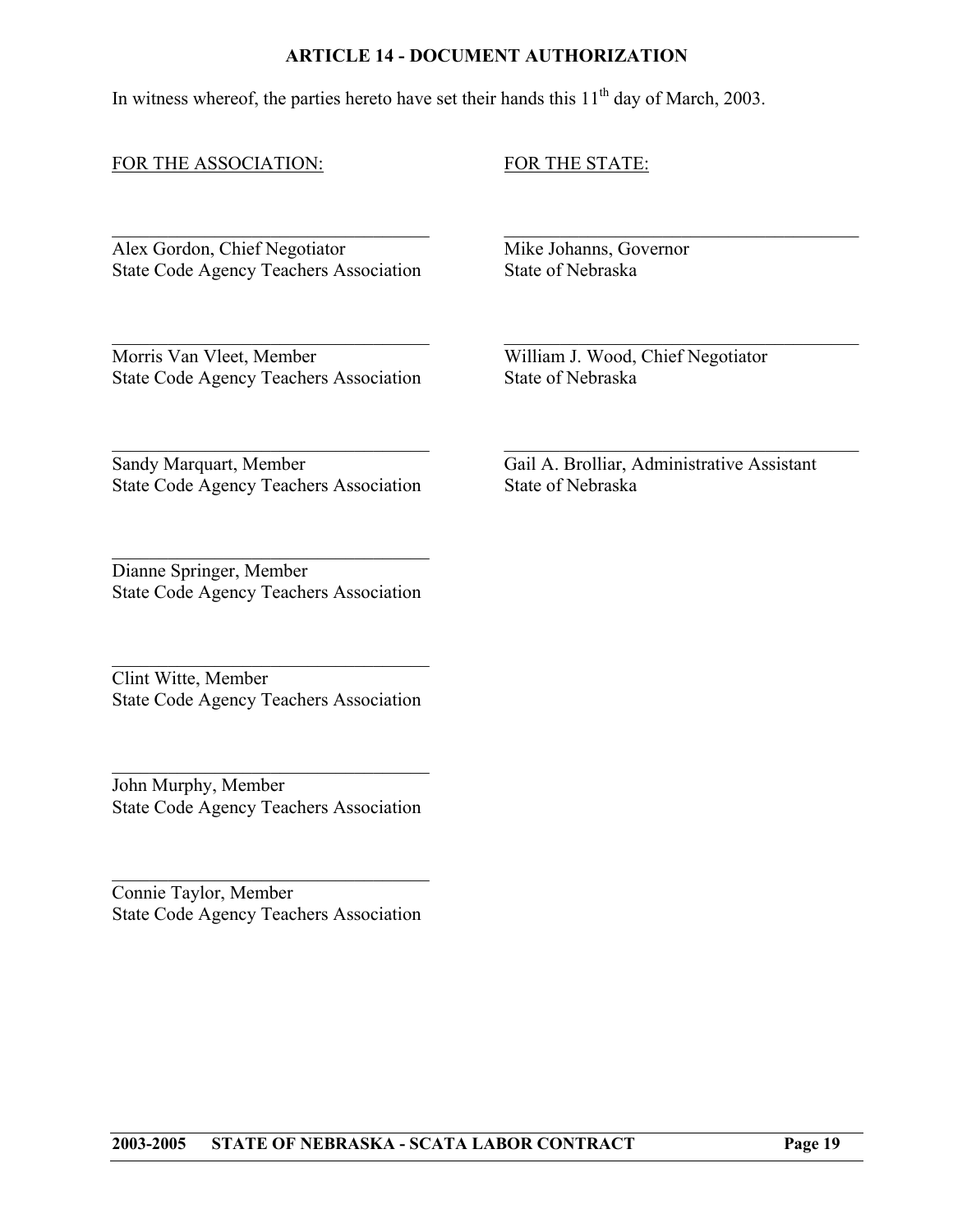## ARTICLE 14 - DOCUMENT AUTHORIZATION

In witness whereof, the parties hereto have set their hands this 11th day of March, 2003.

FOR THE ASSOCIATION:

\_\_\_\_\_\_\_\_\_\_\_\_\_\_\_\_\_\_\_\_\_\_\_\_\_\_\_\_\_\_\_\_
Alex Gordon, Chief Negotiator
State Code Agency Teachers Association

\_\_\_\_\_\_\_\_\_\_\_\_\_\_\_\_\_\_\_\_\_\_\_\_\_\_\_\_\_\_\_\_
Morris Van Vleet, Member
State Code Agency Teachers Association

\_\_\_\_\_\_\_\_\_\_\_\_\_\_\_\_\_\_\_\_\_\_\_\_\_\_\_\_\_\_\_\_
Sandy Marquart, Member
State Code Agency Teachers Association

\_\_\_\_\_\_\_\_\_\_\_\_\_\_\_\_\_\_\_\_\_\_\_\_\_\_\_\_\_\_\_\_
Dianne Springer, Member
State Code Agency Teachers Association

\_\_\_\_\_\_\_\_\_\_\_\_\_\_\_\_\_\_\_\_\_\_\_\_\_\_\_\_\_\_\_\_
Clint Witte, Member
State Code Agency Teachers Association

\_\_\_\_\_\_\_\_\_\_\_\_\_\_\_\_\_\_\_\_\_\_\_\_\_\_\_\_\_\_\_\_
John Murphy, Member
State Code Agency Teachers Association

\_\_\_\_\_\_\_\_\_\_\_\_\_\_\_\_\_\_\_\_\_\_\_\_\_\_\_\_\_\_\_\_
Connie Taylor, Member
State Code Agency Teachers Association

FOR THE STATE:

\_\_\_\_\_\_\_\_\_\_\_\_\_\_\_\_\_\_\_\_\_\_\_\_\_\_\_\_\_\_\_\_
Mike Johanns, Governor
State of Nebraska

\_\_\_\_\_\_\_\_\_\_\_\_\_\_\_\_\_\_\_\_\_\_\_\_\_\_\_\_\_\_\_\_
William J. Wood, Chief Negotiator
State of Nebraska

\_\_\_\_\_\_\_\_\_\_\_\_\_\_\_\_\_\_\_\_\_\_\_\_\_\_\_\_\_\_\_\_
Gail A. Brolliar, Administrative Assistant
State of Nebraska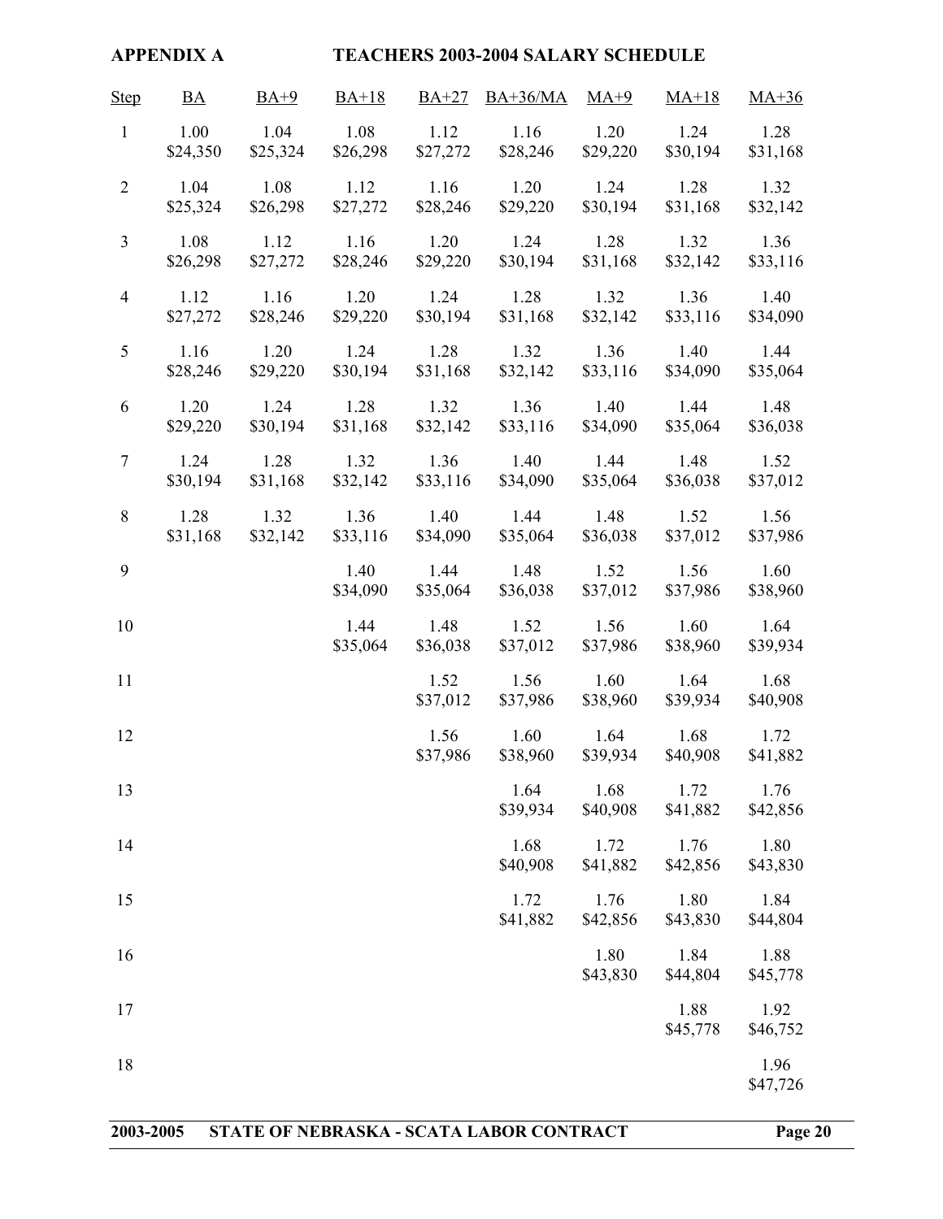**APPENDIX A** **TEACHERS 2003-2004 SALARY SCHEDULE**

| Step | BA | BA+9 | BA+18 | BA+27 | BA+36/MA | MA+9 | MA+18 | MA+36 |
|---|---|---|---|---|---|---|---|---|
| 1 | 1.00 $24,350 | 1.04 $25,324 | 1.08 $26,298 | 1.12 $27,272 | 1.16 $28,246 | 1.20 $29,220 | 1.24 $30,194 | 1.28 $31,168 |
| 2 | 1.04 $25,324 | 1.08 $26,298 | 1.12 $27,272 | 1.16 $28,246 | 1.20 $29,220 | 1.24 $30,194 | 1.28 $31,168 | 1.32 $32,142 |
| 3 | 1.08 $26,298 | 1.12 $27,272 | 1.16 $28,246 | 1.20 $29,220 | 1.24 $30,194 | 1.28 $31,168 | 1.32 $32,142 | 1.36 $33,116 |
| 4 | 1.12 $27,272 | 1.16 $28,246 | 1.20 $29,220 | 1.24 $30,194 | 1.28 $31,168 | 1.32 $32,142 | 1.36 $33,116 | 1.40 $34,090 |
| 5 | 1.16 $28,246 | 1.20 $29,220 | 1.24 $30,194 | 1.28 $31,168 | 1.32 $32,142 | 1.36 $33,116 | 1.40 $34,090 | 1.44 $35,064 |
| 6 | 1.20 $29,220 | 1.24 $30,194 | 1.28 $31,168 | 1.32 $32,142 | 1.36 $33,116 | 1.40 $34,090 | 1.44 $35,064 | 1.48 $36,038 |
| 7 | 1.24 $30,194 | 1.28 $31,168 | 1.32 $32,142 | 1.36 $33,116 | 1.40 $34,090 | 1.44 $35,064 | 1.48 $36,038 | 1.52 $37,012 |
| 8 | 1.28 $31,168 | 1.32 $32,142 | 1.36 $33,116 | 1.40 $34,090 | 1.44 $35,064 | 1.48 $36,038 | 1.52 $37,012 | 1.56 $37,986 |
| 9 | | | 1.40 $34,090 | 1.44 $35,064 | 1.48 $36,038 | 1.52 $37,012 | 1.56 $37,986 | 1.60 $38,960 |
| 10 | | | 1.44 $35,064 | 1.48 $36,038 | 1.52 $37,012 | 1.56 $37,986 | 1.60 $38,960 | 1.64 $39,934 |
| 11 | | | | 1.52 $37,012 | 1.56 $37,986 | 1.60 $38,960 | 1.64 $39,934 | 1.68 $40,908 |
| 12 | | | | 1.56 $37,986 | 1.60 $38,960 | 1.64 $39,934 | 1.68 $40,908 | 1.72 $41,882 |
| 13 | | | | | 1.64 $39,934 | 1.68 $40,908 | 1.72 $41,882 | 1.76 $42,856 |
| 14 | | | | | 1.68 $40,908 | 1.72 $41,882 | 1.76 $42,856 | 1.80 $43,830 |
| 15 | | | | | 1.72 $41,882 | 1.76 $42,856 | 1.80 $43,830 | 1.84 $44,804 |
| 16 | | | | | | 1.80 $43,830 | 1.84 $44,804 | 1.88 $45,778 |
| 17 | | | | | | | 1.88 $45,778 | 1.92 $46,752 |
| 18 | | | | | | | | 1.96 $47,726 |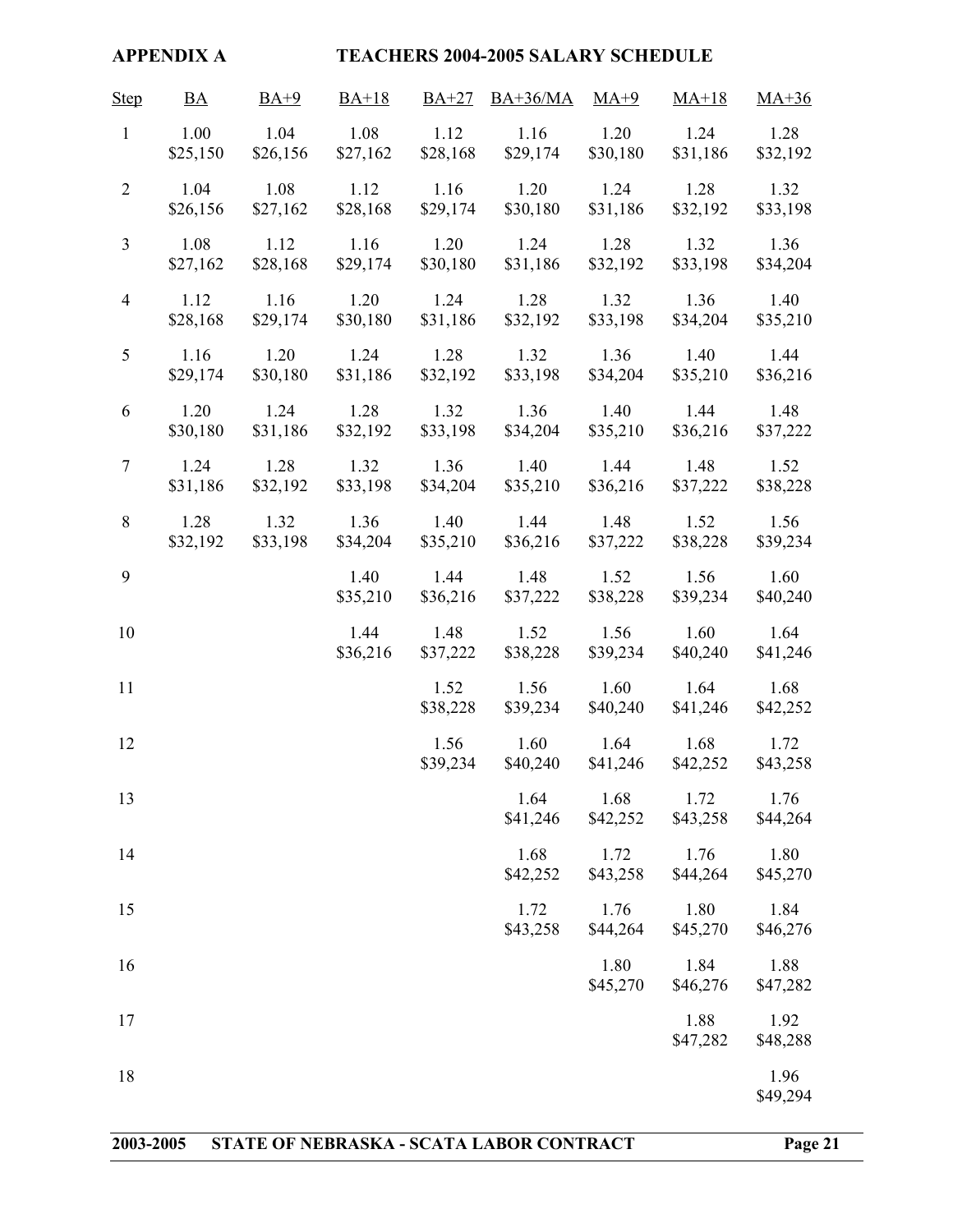# APPENDIX A — TEACHERS 2004-2005 SALARY SCHEDULE

| Step | BA | BA+9 | BA+18 | BA+27 | BA+36/MA | MA+9 | MA+18 | MA+36 |
|---|---|---|---|---|---|---|---|---|
| 1 | 1.00 $25,150 | 1.04 $26,156 | 1.08 $27,162 | 1.12 $28,168 | 1.16 $29,174 | 1.20 $30,180 | 1.24 $31,186 | 1.28 $32,192 |
| 2 | 1.04 $26,156 | 1.08 $27,162 | 1.12 $28,168 | 1.16 $29,174 | 1.20 $30,180 | 1.24 $31,186 | 1.28 $32,192 | 1.32 $33,198 |
| 3 | 1.08 $27,162 | 1.12 $28,168 | 1.16 $29,174 | 1.20 $30,180 | 1.24 $31,186 | 1.28 $32,192 | 1.32 $33,198 | 1.36 $34,204 |
| 4 | 1.12 $28,168 | 1.16 $29,174 | 1.20 $30,180 | 1.24 $31,186 | 1.28 $32,192 | 1.32 $33,198 | 1.36 $34,204 | 1.40 $35,210 |
| 5 | 1.16 $29,174 | 1.20 $30,180 | 1.24 $31,186 | 1.28 $32,192 | 1.32 $33,198 | 1.36 $34,204 | 1.40 $35,210 | 1.44 $36,216 |
| 6 | 1.20 $30,180 | 1.24 $31,186 | 1.28 $32,192 | 1.32 $33,198 | 1.36 $34,204 | 1.40 $35,210 | 1.44 $36,216 | 1.48 $37,222 |
| 7 | 1.24 $31,186 | 1.28 $32,192 | 1.32 $33,198 | 1.36 $34,204 | 1.40 $35,210 | 1.44 $36,216 | 1.48 $37,222 | 1.52 $38,228 |
| 8 | 1.28 $32,192 | 1.32 $33,198 | 1.36 $34,204 | 1.40 $35,210 | 1.44 $36,216 | 1.48 $37,222 | 1.52 $38,228 | 1.56 $39,234 |
| 9 | | | 1.40 $35,210 | 1.44 $36,216 | 1.48 $37,222 | 1.52 $38,228 | 1.56 $39,234 | 1.60 $40,240 |
| 10 | | | 1.44 $36,216 | 1.48 $37,222 | 1.52 $38,228 | 1.56 $39,234 | 1.60 $40,240 | 1.64 $41,246 |
| 11 | | | | 1.52 $38,228 | 1.56 $39,234 | 1.60 $40,240 | 1.64 $41,246 | 1.68 $42,252 |
| 12 | | | | 1.56 $39,234 | 1.60 $40,240 | 1.64 $41,246 | 1.68 $42,252 | 1.72 $43,258 |
| 13 | | | | | 1.64 $41,246 | 1.68 $42,252 | 1.72 $43,258 | 1.76 $44,264 |
| 14 | | | | | 1.68 $42,252 | 1.72 $43,258 | 1.76 $44,264 | 1.80 $45,270 |
| 15 | | | | | 1.72 $43,258 | 1.76 $44,264 | 1.80 $45,270 | 1.84 $46,276 |
| 16 | | | | | | 1.80 $45,270 | 1.84 $46,276 | 1.88 $47,282 |
| 17 | | | | | | | 1.88 $47,282 | 1.92 $48,288 |
| 18 | | | | | | | | 1.96 $49,294 |